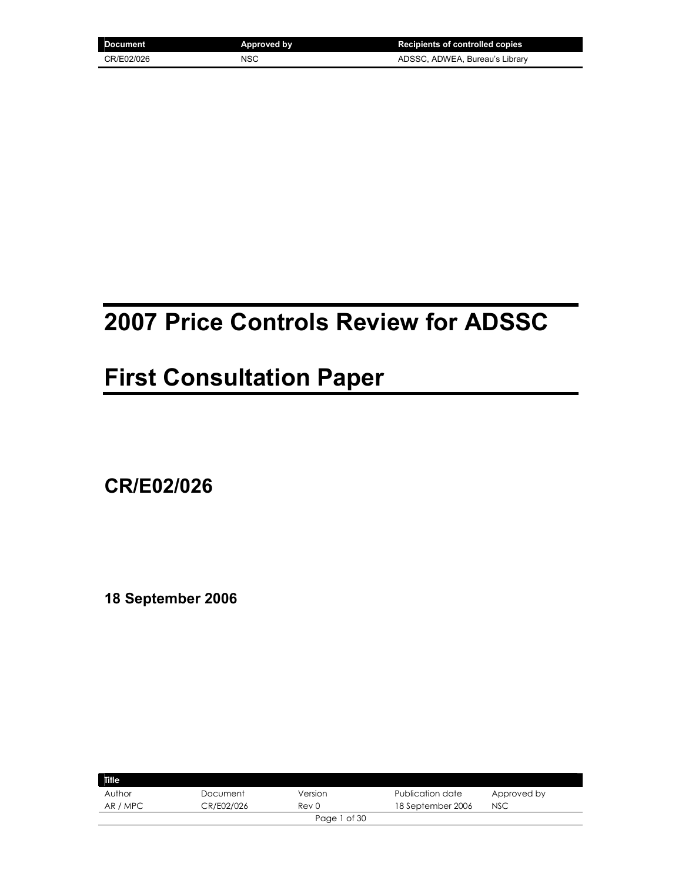| Document | Approved by | Recipients of controlled copies |
| --- | --- | --- |
| CR/E02/026 | NSC | ADSSC, ADWEA, Bureau's Library |

# 2007 Price Controls Review for ADSSC

# First Consultation Paper

## CR/E02/026

**18 September 2006**

| Title | | | | |
| --- | --- | --- | --- | --- |
| Author | Document | Version | Publication date | Approved by |
| AR / MPC | CR/E02/026 | Rev 0 | 18 September 2006 | NSC |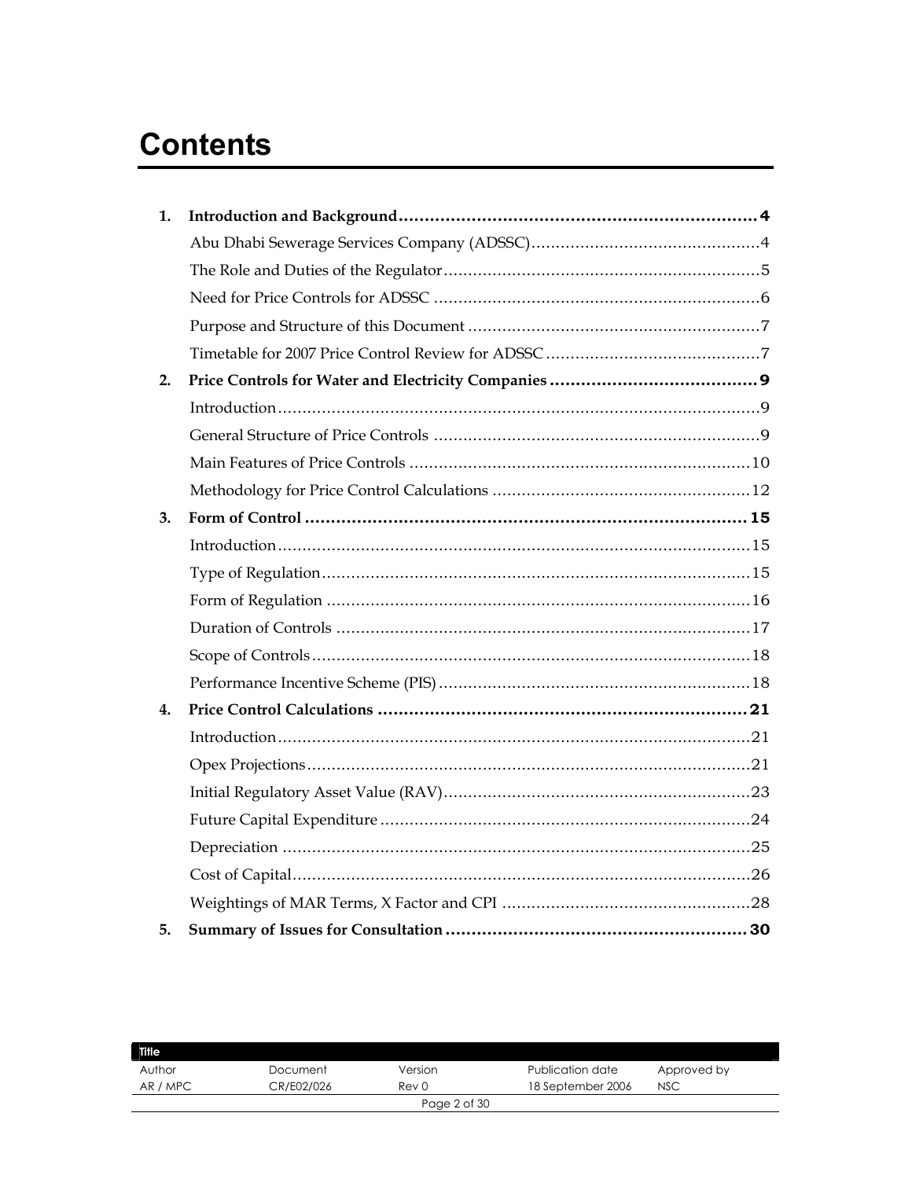# Contents

1. **Introduction and Background** ..... 4
   - Abu Dhabi Sewerage Services Company (ADSSC) ..... 4
   - The Role and Duties of the Regulator ..... 5
   - Need for Price Controls for ADSSC ..... 6
   - Purpose and Structure of this Document ..... 7
   - Timetable for 2007 Price Control Review for ADSSC ..... 7
2. **Price Controls for Water and Electricity Companies** ..... 9
   - Introduction ..... 9
   - General Structure of Price Controls ..... 9
   - Main Features of Price Controls ..... 10
   - Methodology for Price Control Calculations ..... 12
3. **Form of Control** ..... 15
   - Introduction ..... 15
   - Type of Regulation ..... 15
   - Form of Regulation ..... 16
   - Duration of Controls ..... 17
   - Scope of Controls ..... 18
   - Performance Incentive Scheme (PIS) ..... 18
4. **Price Control Calculations** ..... 21
   - Introduction ..... 21
   - Opex Projections ..... 21
   - Initial Regulatory Asset Value (RAV) ..... 23
   - Future Capital Expenditure ..... 24
   - Depreciation ..... 25
   - Cost of Capital ..... 26
   - Weightings of MAR Terms, X Factor and CPI ..... 28
5. **Summary of Issues for Consultation** ..... 30

| Title | | | | |
|---|---|---|---|---|
| Author | Document | Version | Publication date | Approved by |
| AR / MPC | CR/E02/026 | Rev 0 | 18 September 2006 | NSC |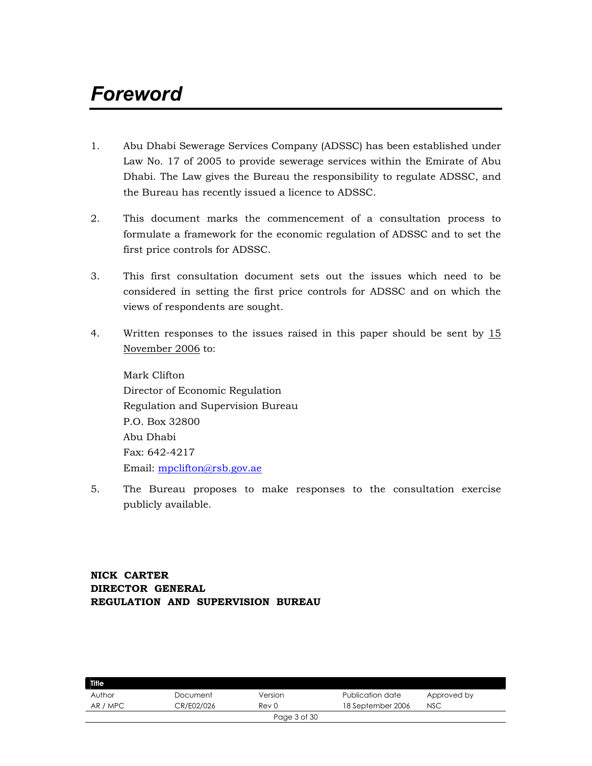# *Foreword*

1. Abu Dhabi Sewerage Services Company (ADSSC) has been established under Law No. 17 of 2005 to provide sewerage services within the Emirate of Abu Dhabi. The Law gives the Bureau the responsibility to regulate ADSSC, and the Bureau has recently issued a licence to ADSSC.

2. This document marks the commencement of a consultation process to formulate a framework for the economic regulation of ADSSC and to set the first price controls for ADSSC.

3. This first consultation document sets out the issues which need to be considered in setting the first price controls for ADSSC and on which the views of respondents are sought.

4. Written responses to the issues raised in this paper should be sent by 15 November 2006 to:

   Mark Clifton
   Director of Economic Regulation
   Regulation and Supervision Bureau
   P.O. Box 32800
   Abu Dhabi
   Fax: 642-4217
   Email: mpclifton@rsb.gov.ae

5. The Bureau proposes to make responses to the consultation exercise publicly available.

**NICK CARTER**
**DIRECTOR GENERAL**
**REGULATION AND SUPERVISION BUREAU**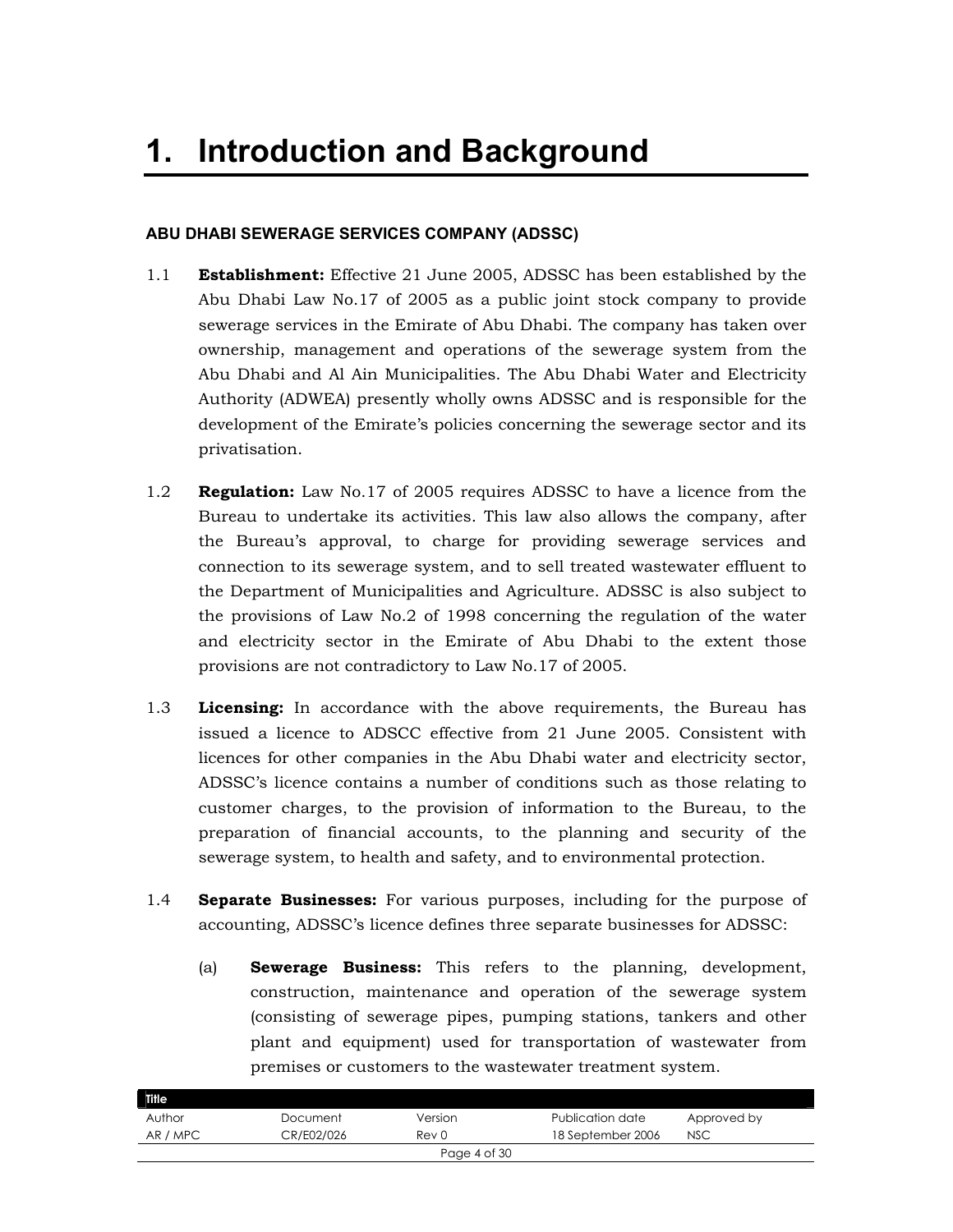# 1. Introduction and Background

**ABU DHABI SEWERAGE SERVICES COMPANY (ADSSC)**

1.1 **Establishment:** Effective 21 June 2005, ADSSC has been established by the Abu Dhabi Law No.17 of 2005 as a public joint stock company to provide sewerage services in the Emirate of Abu Dhabi. The company has taken over ownership, management and operations of the sewerage system from the Abu Dhabi and Al Ain Municipalities. The Abu Dhabi Water and Electricity Authority (ADWEA) presently wholly owns ADSSC and is responsible for the development of the Emirate's policies concerning the sewerage sector and its privatisation.

1.2 **Regulation:** Law No.17 of 2005 requires ADSSC to have a licence from the Bureau to undertake its activities. This law also allows the company, after the Bureau's approval, to charge for providing sewerage services and connection to its sewerage system, and to sell treated wastewater effluent to the Department of Municipalities and Agriculture. ADSSC is also subject to the provisions of Law No.2 of 1998 concerning the regulation of the water and electricity sector in the Emirate of Abu Dhabi to the extent those provisions are not contradictory to Law No.17 of 2005.

1.3 **Licensing:** In accordance with the above requirements, the Bureau has issued a licence to ADSCC effective from 21 June 2005. Consistent with licences for other companies in the Abu Dhabi water and electricity sector, ADSSC's licence contains a number of conditions such as those relating to customer charges, to the provision of information to the Bureau, to the preparation of financial accounts, to the planning and security of the sewerage system, to health and safety, and to environmental protection.

1.4 **Separate Businesses:** For various purposes, including for the purpose of accounting, ADSSC's licence defines three separate businesses for ADSSC:

(a) **Sewerage Business:** This refers to the planning, development, construction, maintenance and operation of the sewerage system (consisting of sewerage pipes, pumping stations, tankers and other plant and equipment) used for transportation of wastewater from premises or customers to the wastewater treatment system.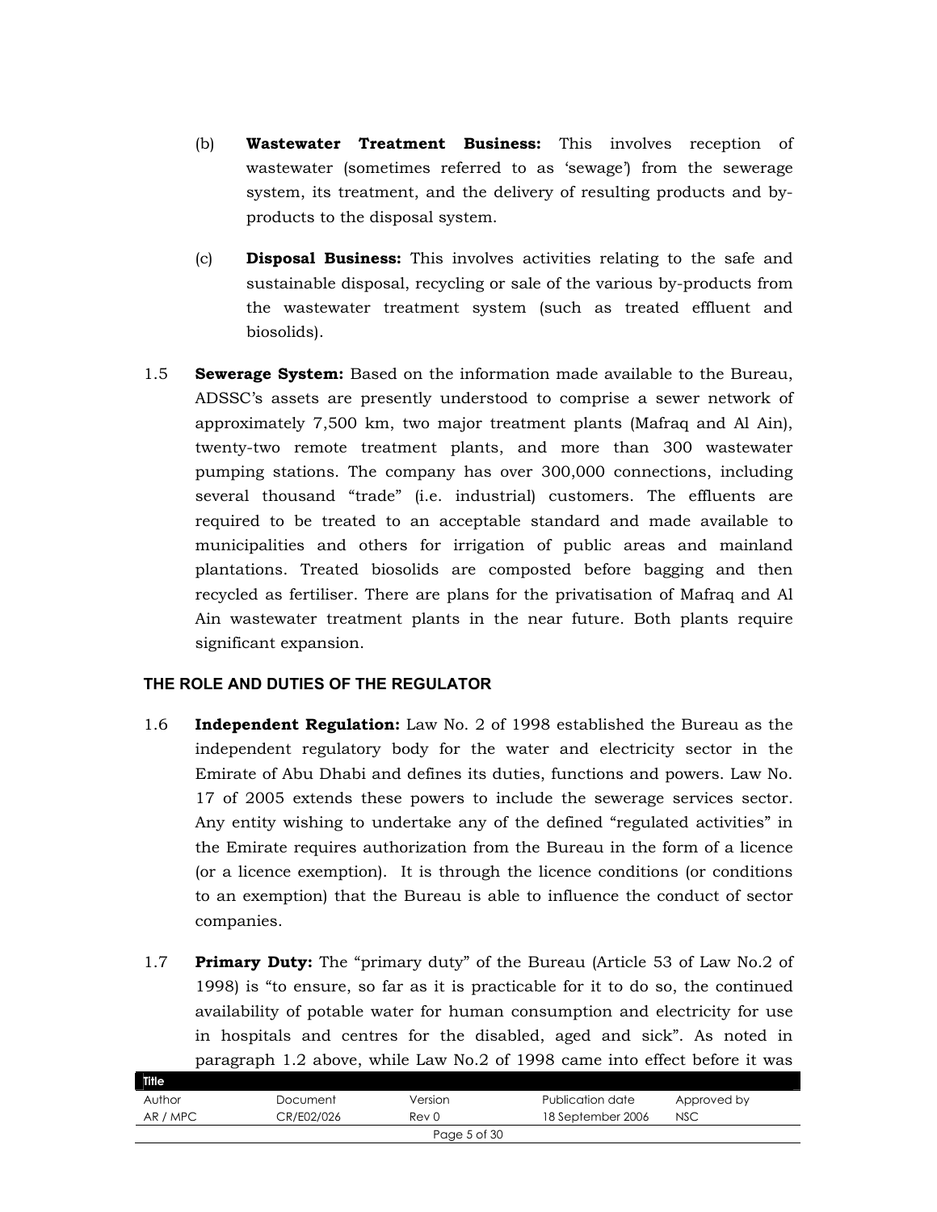(b) **Wastewater Treatment Business:** This involves reception of wastewater (sometimes referred to as 'sewage') from the sewerage system, its treatment, and the delivery of resulting products and by-products to the disposal system.

(c) **Disposal Business:** This involves activities relating to the safe and sustainable disposal, recycling or sale of the various by-products from the wastewater treatment system (such as treated effluent and biosolids).

1.5 **Sewerage System:** Based on the information made available to the Bureau, ADSSC's assets are presently understood to comprise a sewer network of approximately 7,500 km, two major treatment plants (Mafraq and Al Ain), twenty-two remote treatment plants, and more than 300 wastewater pumping stations. The company has over 300,000 connections, including several thousand "trade" (i.e. industrial) customers. The effluents are required to be treated to an acceptable standard and made available to municipalities and others for irrigation of public areas and mainland plantations. Treated biosolids are composted before bagging and then recycled as fertiliser. There are plans for the privatisation of Mafraq and Al Ain wastewater treatment plants in the near future. Both plants require significant expansion.

## THE ROLE AND DUTIES OF THE REGULATOR

1.6 **Independent Regulation:** Law No. 2 of 1998 established the Bureau as the independent regulatory body for the water and electricity sector in the Emirate of Abu Dhabi and defines its duties, functions and powers. Law No. 17 of 2005 extends these powers to include the sewerage services sector. Any entity wishing to undertake any of the defined "regulated activities" in the Emirate requires authorization from the Bureau in the form of a licence (or a licence exemption). It is through the licence conditions (or conditions to an exemption) that the Bureau is able to influence the conduct of sector companies.

1.7 **Primary Duty:** The "primary duty" of the Bureau (Article 53 of Law No.2 of 1998) is "to ensure, so far as it is practicable for it to do so, the continued availability of potable water for human consumption and electricity for use in hospitals and centres for the disabled, aged and sick". As noted in paragraph 1.2 above, while Law No.2 of 1998 came into effect before it was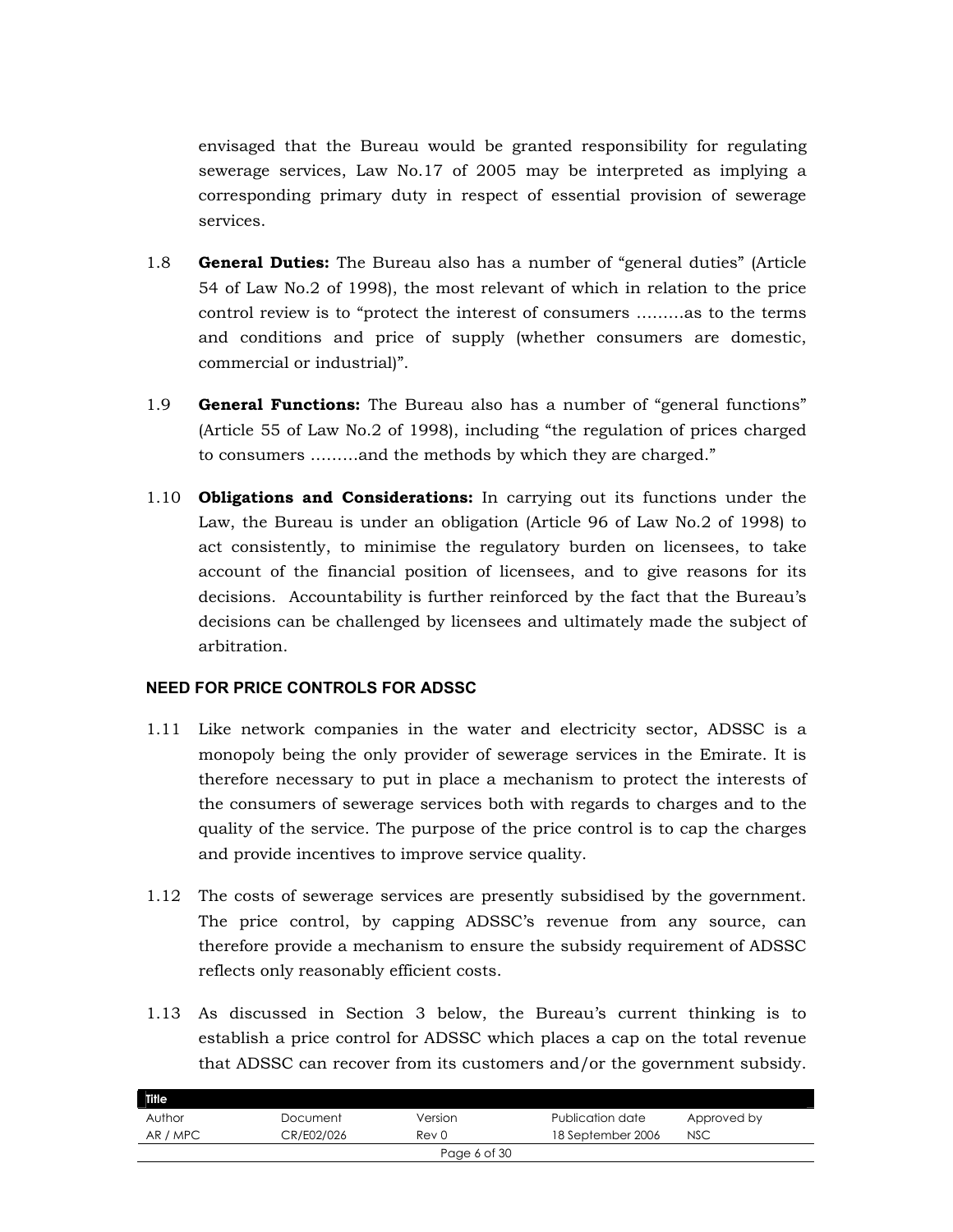envisaged that the Bureau would be granted responsibility for regulating sewerage services, Law No.17 of 2005 may be interpreted as implying a corresponding primary duty in respect of essential provision of sewerage services.

1.8 **General Duties:** The Bureau also has a number of "general duties" (Article 54 of Law No.2 of 1998), the most relevant of which in relation to the price control review is to "protect the interest of consumers ………as to the terms and conditions and price of supply (whether consumers are domestic, commercial or industrial)".

1.9 **General Functions:** The Bureau also has a number of "general functions" (Article 55 of Law No.2 of 1998), including "the regulation of prices charged to consumers ………and the methods by which they are charged."

1.10 **Obligations and Considerations:** In carrying out its functions under the Law, the Bureau is under an obligation (Article 96 of Law No.2 of 1998) to act consistently, to minimise the regulatory burden on licensees, to take account of the financial position of licensees, and to give reasons for its decisions. Accountability is further reinforced by the fact that the Bureau's decisions can be challenged by licensees and ultimately made the subject of arbitration.

## NEED FOR PRICE CONTROLS FOR ADSSC

1.11 Like network companies in the water and electricity sector, ADSSC is a monopoly being the only provider of sewerage services in the Emirate. It is therefore necessary to put in place a mechanism to protect the interests of the consumers of sewerage services both with regards to charges and to the quality of the service. The purpose of the price control is to cap the charges and provide incentives to improve service quality.

1.12 The costs of sewerage services are presently subsidised by the government. The price control, by capping ADSSC's revenue from any source, can therefore provide a mechanism to ensure the subsidy requirement of ADSSC reflects only reasonably efficient costs.

1.13 As discussed in Section 3 below, the Bureau's current thinking is to establish a price control for ADSSC which places a cap on the total revenue that ADSSC can recover from its customers and/or the government subsidy.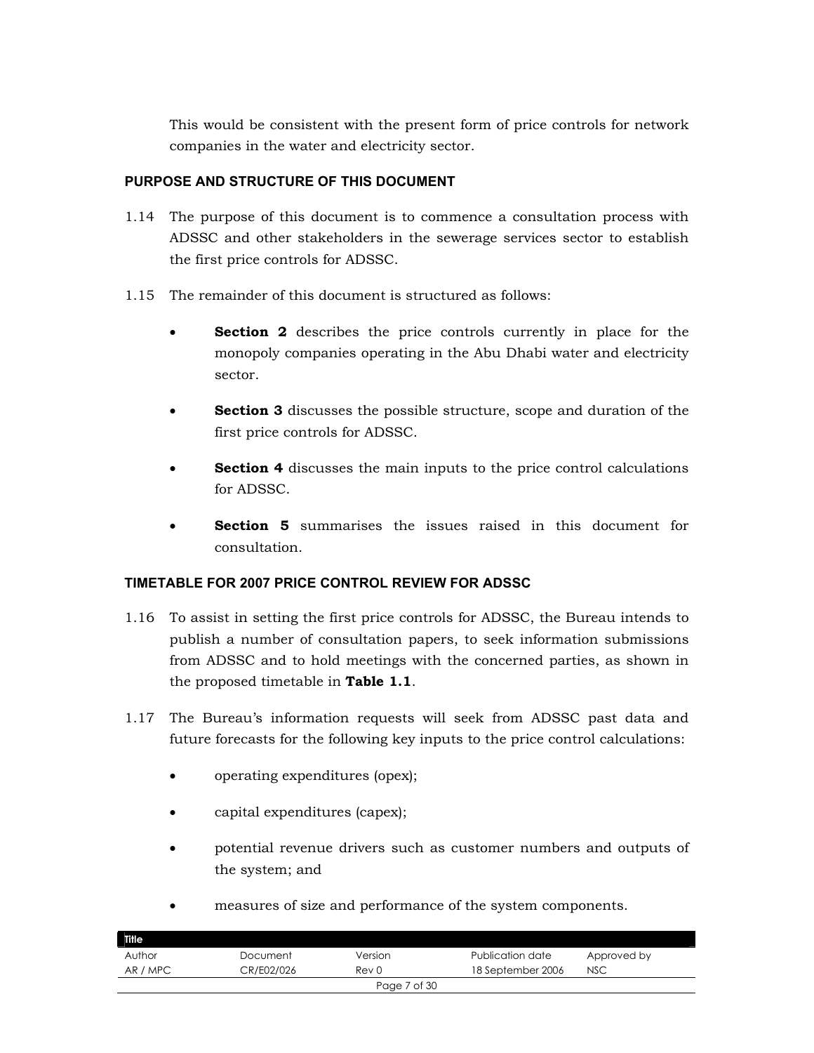This would be consistent with the present form of price controls for network companies in the water and electricity sector.

### PURPOSE AND STRUCTURE OF THIS DOCUMENT

1.14 The purpose of this document is to commence a consultation process with ADSSC and other stakeholders in the sewerage services sector to establish the first price controls for ADSSC.

1.15 The remainder of this document is structured as follows:

- **Section 2** describes the price controls currently in place for the monopoly companies operating in the Abu Dhabi water and electricity sector.
- **Section 3** discusses the possible structure, scope and duration of the first price controls for ADSSC.
- **Section 4** discusses the main inputs to the price control calculations for ADSSC.
- **Section 5** summarises the issues raised in this document for consultation.

### TIMETABLE FOR 2007 PRICE CONTROL REVIEW FOR ADSSC

1.16 To assist in setting the first price controls for ADSSC, the Bureau intends to publish a number of consultation papers, to seek information submissions from ADSSC and to hold meetings with the concerned parties, as shown in the proposed timetable in **Table 1.1**.

1.17 The Bureau's information requests will seek from ADSSC past data and future forecasts for the following key inputs to the price control calculations:

- operating expenditures (opex);
- capital expenditures (capex);
- potential revenue drivers such as customer numbers and outputs of the system; and
- measures of size and performance of the system components.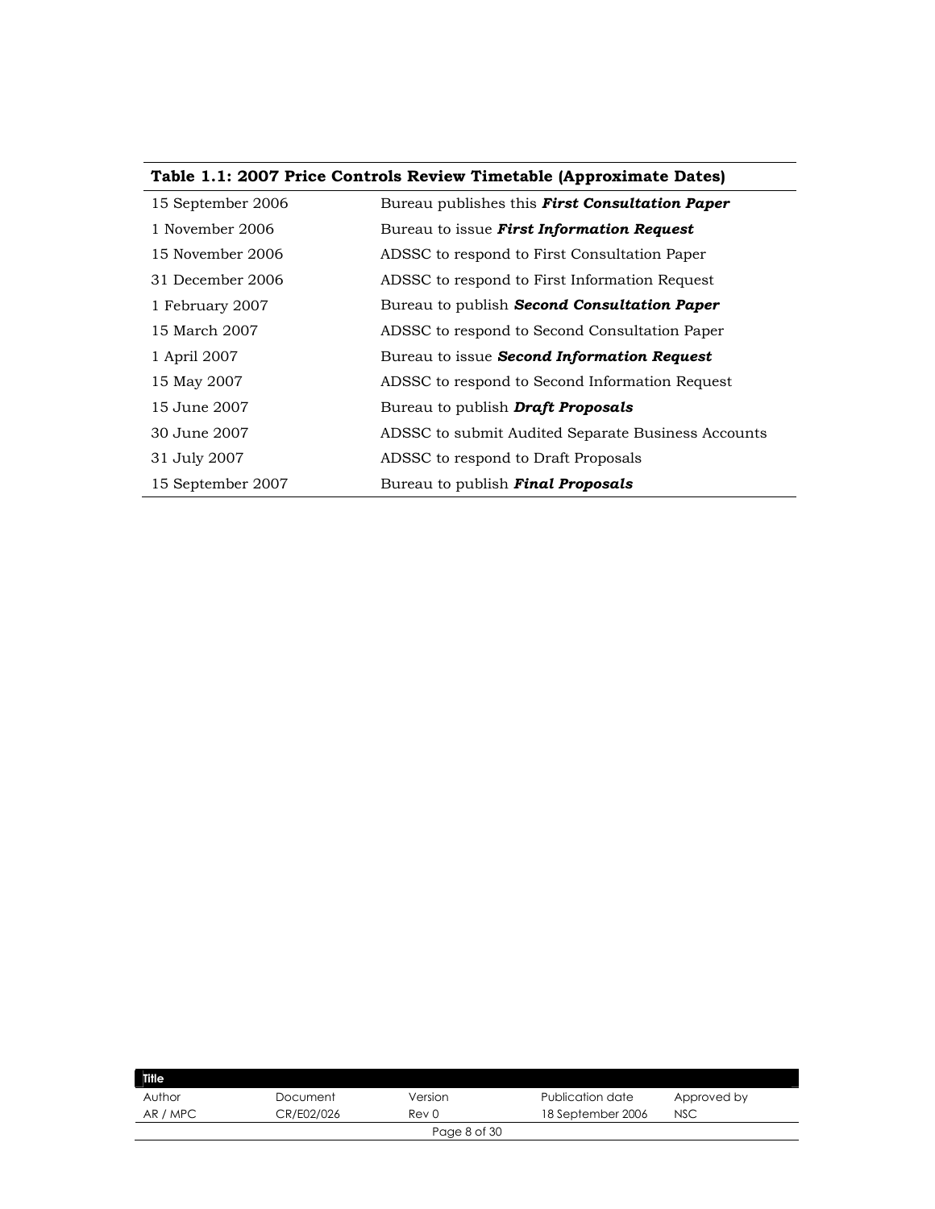**Table 1.1: 2007 Price Controls Review Timetable (Approximate Dates)**

| | |
|---|---|
| 15 September 2006 | Bureau publishes this ***First Consultation Paper*** |
| 1 November 2006 | Bureau to issue ***First Information Request*** |
| 15 November 2006 | ADSSC to respond to First Consultation Paper |
| 31 December 2006 | ADSSC to respond to First Information Request |
| 1 February 2007 | Bureau to publish ***Second Consultation Paper*** |
| 15 March 2007 | ADSSC to respond to Second Consultation Paper |
| 1 April 2007 | Bureau to issue ***Second Information Request*** |
| 15 May 2007 | ADSSC to respond to Second Information Request |
| 15 June 2007 | Bureau to publish ***Draft Proposals*** |
| 30 June 2007 | ADSSC to submit Audited Separate Business Accounts |
| 31 July 2007 | ADSSC to respond to Draft Proposals |
| 15 September 2007 | Bureau to publish ***Final Proposals*** |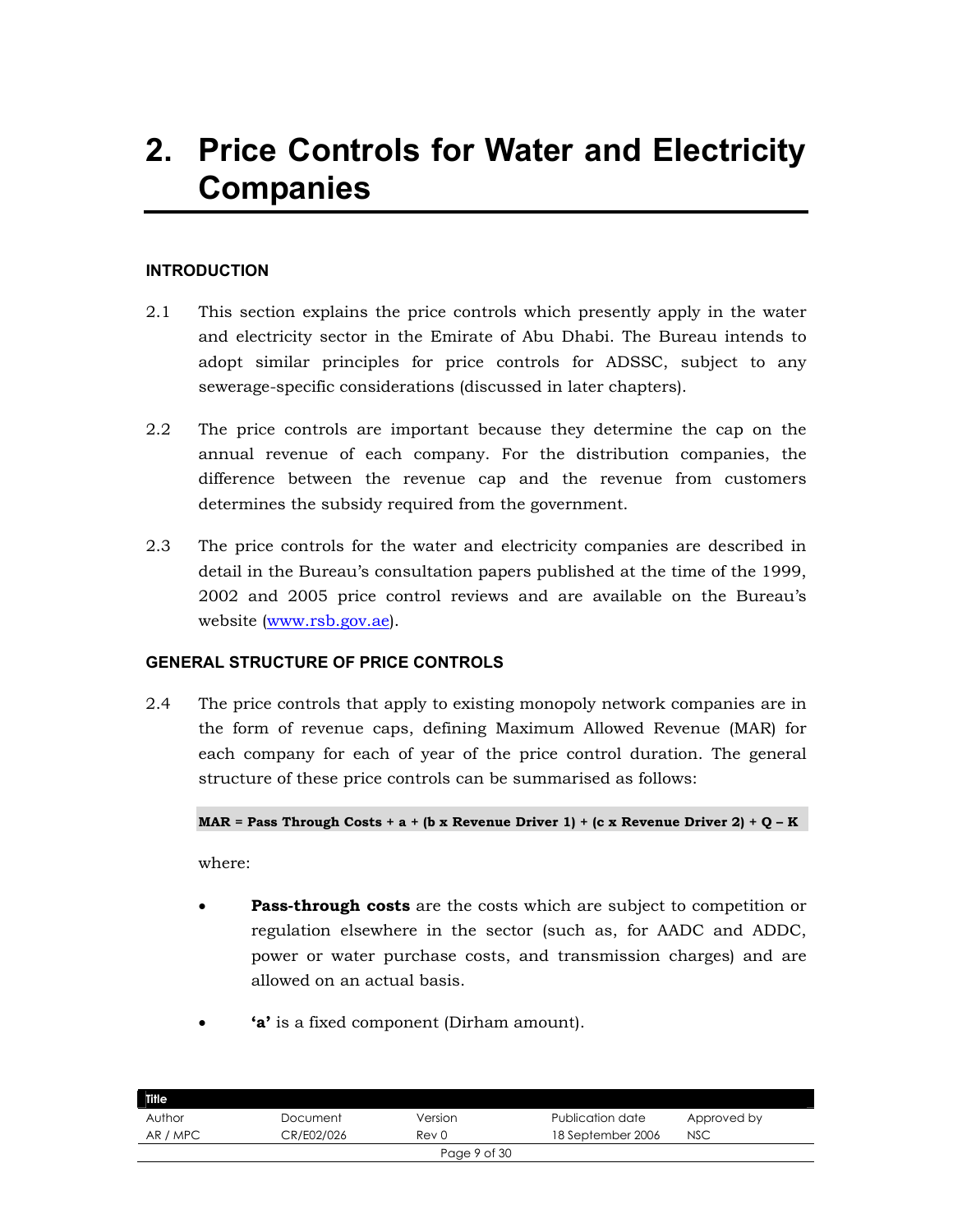# 2. Price Controls for Water and Electricity Companies

## INTRODUCTION

2.1 This section explains the price controls which presently apply in the water and electricity sector in the Emirate of Abu Dhabi. The Bureau intends to adopt similar principles for price controls for ADSSC, subject to any sewerage-specific considerations (discussed in later chapters).

2.2 The price controls are important because they determine the cap on the annual revenue of each company. For the distribution companies, the difference between the revenue cap and the revenue from customers determines the subsidy required from the government.

2.3 The price controls for the water and electricity companies are described in detail in the Bureau's consultation papers published at the time of the 1999, 2002 and 2005 price control reviews and are available on the Bureau's website (www.rsb.gov.ae).

## GENERAL STRUCTURE OF PRICE CONTROLS

2.4 The price controls that apply to existing monopoly network companies are in the form of revenue caps, defining Maximum Allowed Revenue (MAR) for each company for each of year of the price control duration. The general structure of these price controls can be summarised as follows:

**MAR = Pass Through Costs + a + (b x Revenue Driver 1) + (c x Revenue Driver 2) + Q – K**

where:

- **Pass-through costs** are the costs which are subject to competition or regulation elsewhere in the sector (such as, for AADC and ADDC, power or water purchase costs, and transmission charges) and are allowed on an actual basis.

- **'a'** is a fixed component (Dirham amount).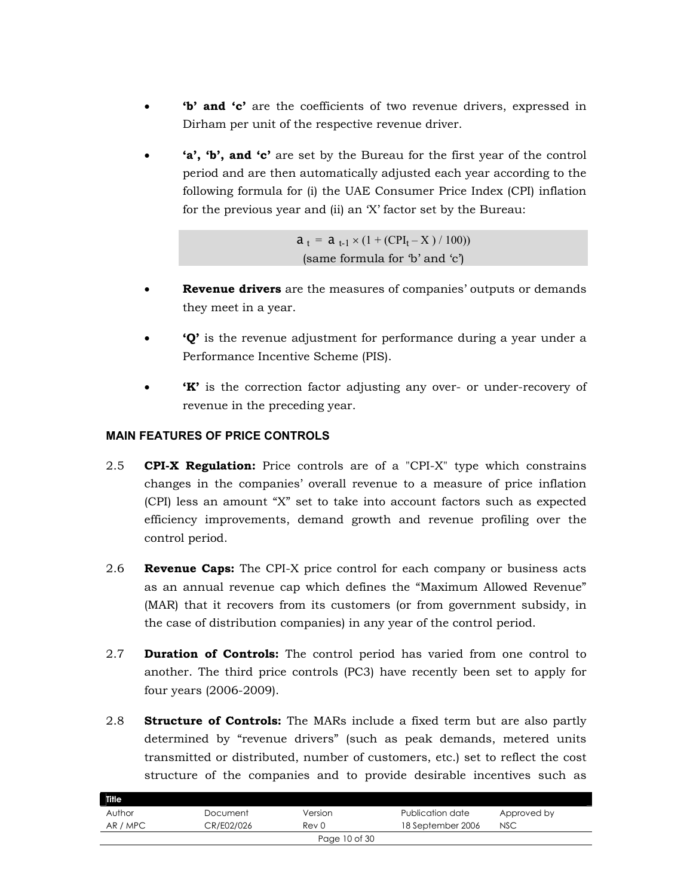- **'b' and 'c'** are the coefficients of two revenue drivers, expressed in Dirham per unit of the respective revenue driver.

- **'a', 'b', and 'c'** are set by the Bureau for the first year of the control period and are then automatically adjusted each year according to the following formula for (i) the UAE Consumer Price Index (CPI) inflation for the previous year and (ii) an 'X' factor set by the Bureau:

$$a_t = a_{t-1} \times (1 + (CPI_t - X) / 100))$$

(same formula for 'b' and 'c')

- **Revenue drivers** are the measures of companies' outputs or demands they meet in a year.

- **'Q'** is the revenue adjustment for performance during a year under a Performance Incentive Scheme (PIS).

- **'K'** is the correction factor adjusting any over- or under-recovery of revenue in the preceding year.

## MAIN FEATURES OF PRICE CONTROLS

2.5 **CPI-X Regulation:** Price controls are of a "CPI-X" type which constrains changes in the companies' overall revenue to a measure of price inflation (CPI) less an amount "X" set to take into account factors such as expected efficiency improvements, demand growth and revenue profiling over the control period.

2.6 **Revenue Caps:** The CPI-X price control for each company or business acts as an annual revenue cap which defines the "Maximum Allowed Revenue" (MAR) that it recovers from its customers (or from government subsidy, in the case of distribution companies) in any year of the control period.

2.7 **Duration of Controls:** The control period has varied from one control to another. The third price controls (PC3) have recently been set to apply for four years (2006-2009).

2.8 **Structure of Controls:** The MARs include a fixed term but are also partly determined by "revenue drivers" (such as peak demands, metered units transmitted or distributed, number of customers, etc.) set to reflect the cost structure of the companies and to provide desirable incentives such as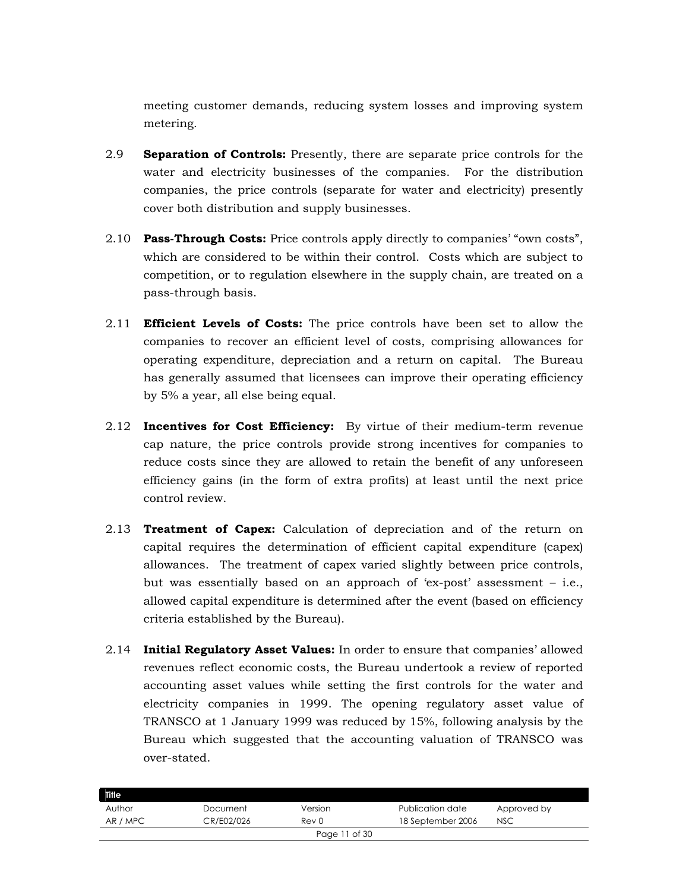meeting customer demands, reducing system losses and improving system metering.

2.9 **Separation of Controls:** Presently, there are separate price controls for the water and electricity businesses of the companies. For the distribution companies, the price controls (separate for water and electricity) presently cover both distribution and supply businesses.

2.10 **Pass-Through Costs:** Price controls apply directly to companies' "own costs", which are considered to be within their control. Costs which are subject to competition, or to regulation elsewhere in the supply chain, are treated on a pass-through basis.

2.11 **Efficient Levels of Costs:** The price controls have been set to allow the companies to recover an efficient level of costs, comprising allowances for operating expenditure, depreciation and a return on capital. The Bureau has generally assumed that licensees can improve their operating efficiency by 5% a year, all else being equal.

2.12 **Incentives for Cost Efficiency:** By virtue of their medium-term revenue cap nature, the price controls provide strong incentives for companies to reduce costs since they are allowed to retain the benefit of any unforeseen efficiency gains (in the form of extra profits) at least until the next price control review.

2.13 **Treatment of Capex:** Calculation of depreciation and of the return on capital requires the determination of efficient capital expenditure (capex) allowances. The treatment of capex varied slightly between price controls, but was essentially based on an approach of 'ex-post' assessment – i.e., allowed capital expenditure is determined after the event (based on efficiency criteria established by the Bureau).

2.14 **Initial Regulatory Asset Values:** In order to ensure that companies' allowed revenues reflect economic costs, the Bureau undertook a review of reported accounting asset values while setting the first controls for the water and electricity companies in 1999. The opening regulatory asset value of TRANSCO at 1 January 1999 was reduced by 15%, following analysis by the Bureau which suggested that the accounting valuation of TRANSCO was over-stated.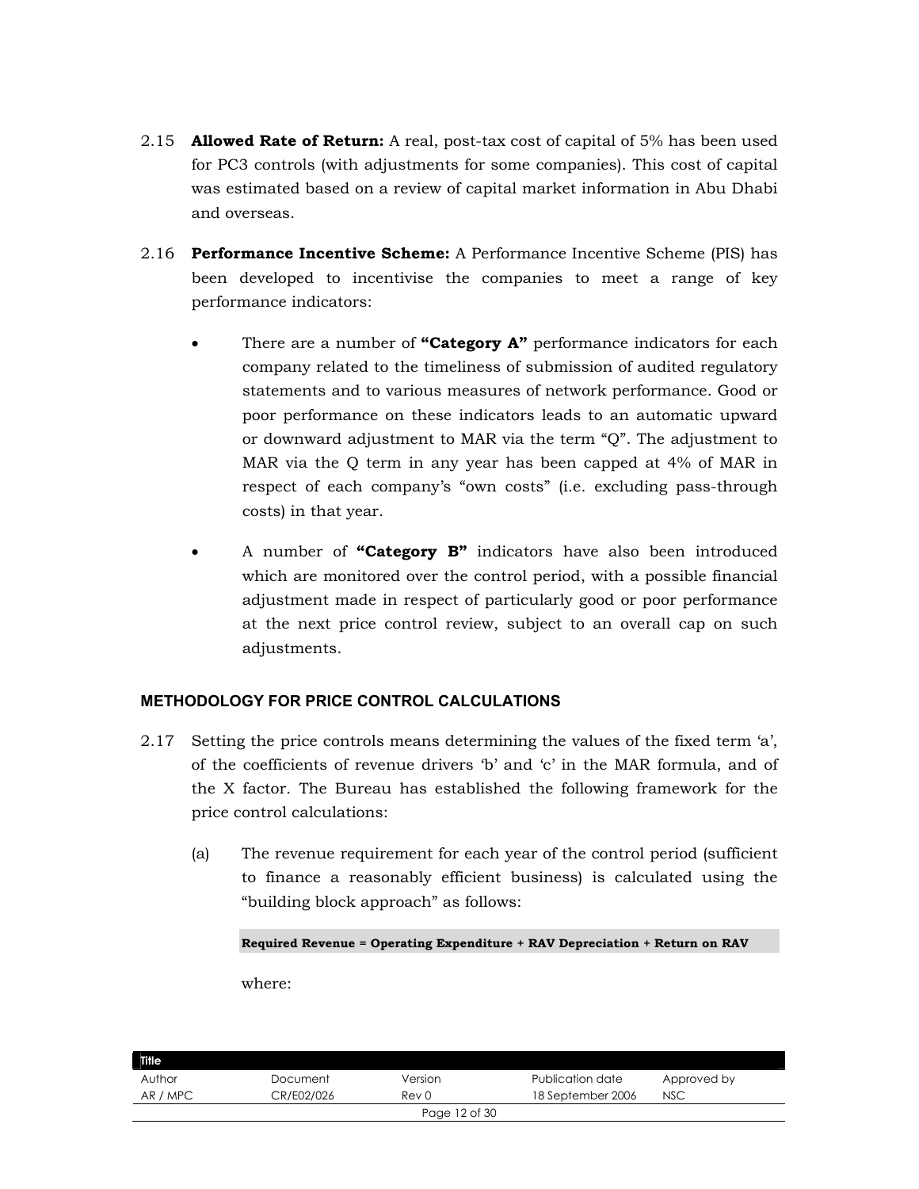2.15 **Allowed Rate of Return:** A real, post-tax cost of capital of 5% has been used for PC3 controls (with adjustments for some companies). This cost of capital was estimated based on a review of capital market information in Abu Dhabi and overseas.

2.16 **Performance Incentive Scheme:** A Performance Incentive Scheme (PIS) has been developed to incentivise the companies to meet a range of key performance indicators:

- There are a number of **"Category A"** performance indicators for each company related to the timeliness of submission of audited regulatory statements and to various measures of network performance. Good or poor performance on these indicators leads to an automatic upward or downward adjustment to MAR via the term "Q". The adjustment to MAR via the Q term in any year has been capped at 4% of MAR in respect of each company's "own costs" (i.e. excluding pass-through costs) in that year.

- A number of **"Category B"** indicators have also been introduced which are monitored over the control period, with a possible financial adjustment made in respect of particularly good or poor performance at the next price control review, subject to an overall cap on such adjustments.

### METHODOLOGY FOR PRICE CONTROL CALCULATIONS

2.17 Setting the price controls means determining the values of the fixed term 'a', of the coefficients of revenue drivers 'b' and 'c' in the MAR formula, and of the X factor. The Bureau has established the following framework for the price control calculations:

(a) The revenue requirement for each year of the control period (sufficient to finance a reasonably efficient business) is calculated using the "building block approach" as follows:

**Required Revenue = Operating Expenditure + RAV Depreciation + Return on RAV**

where: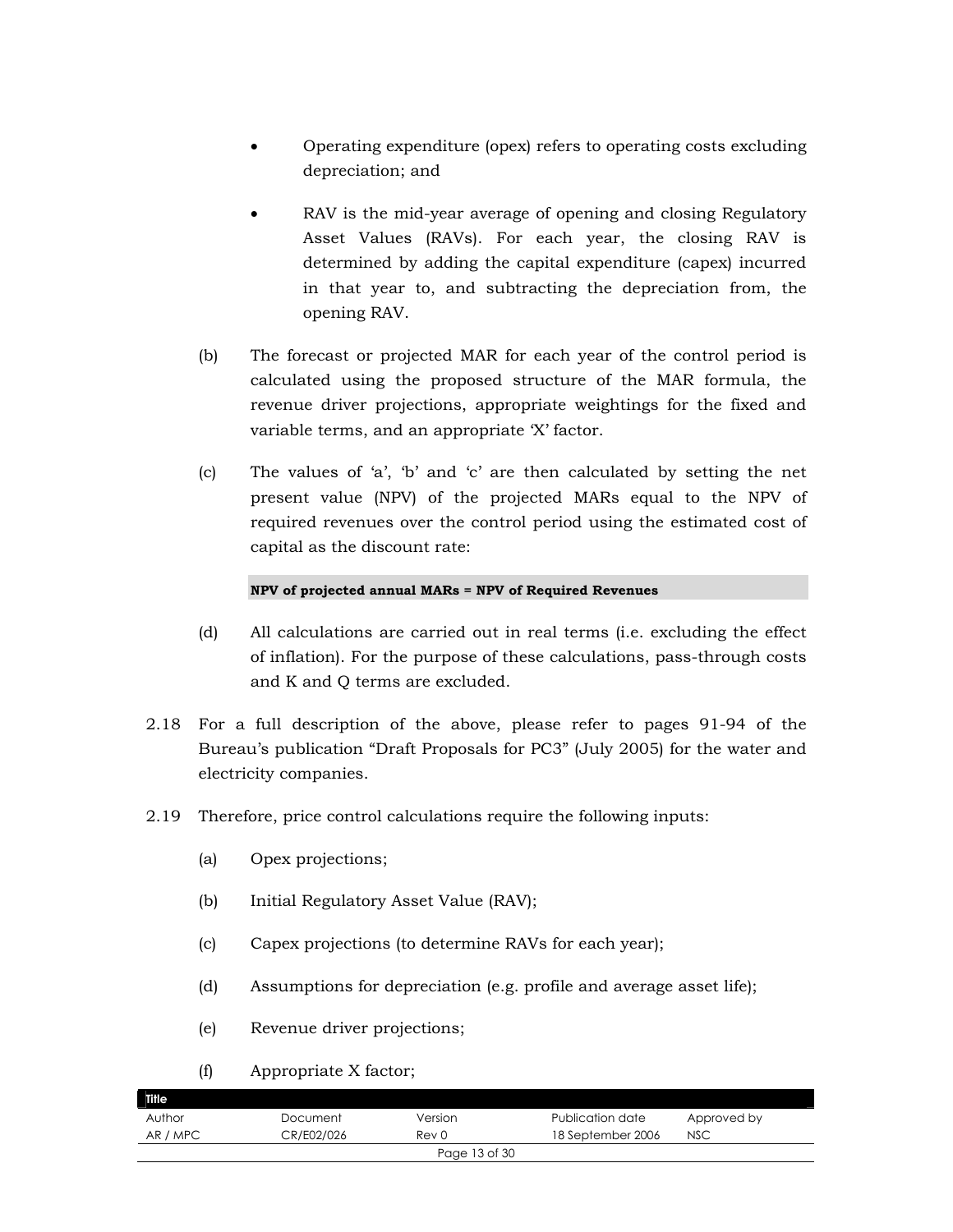- Operating expenditure (opex) refers to operating costs excluding depreciation; and
- RAV is the mid-year average of opening and closing Regulatory Asset Values (RAVs). For each year, the closing RAV is determined by adding the capital expenditure (capex) incurred in that year to, and subtracting the depreciation from, the opening RAV.

(b) The forecast or projected MAR for each year of the control period is calculated using the proposed structure of the MAR formula, the revenue driver projections, appropriate weightings for the fixed and variable terms, and an appropriate 'X' factor.

(c) The values of 'a', 'b' and 'c' are then calculated by setting the net present value (NPV) of the projected MARs equal to the NPV of required revenues over the control period using the estimated cost of capital as the discount rate:

**NPV of projected annual MARs = NPV of Required Revenues**

(d) All calculations are carried out in real terms (i.e. excluding the effect of inflation). For the purpose of these calculations, pass-through costs and K and Q terms are excluded.

2.18 For a full description of the above, please refer to pages 91-94 of the Bureau's publication "Draft Proposals for PC3" (July 2005) for the water and electricity companies.

2.19 Therefore, price control calculations require the following inputs:

(a) Opex projections;

(b) Initial Regulatory Asset Value (RAV);

(c) Capex projections (to determine RAVs for each year);

(d) Assumptions for depreciation (e.g. profile and average asset life);

(e) Revenue driver projections;

(f) Appropriate X factor;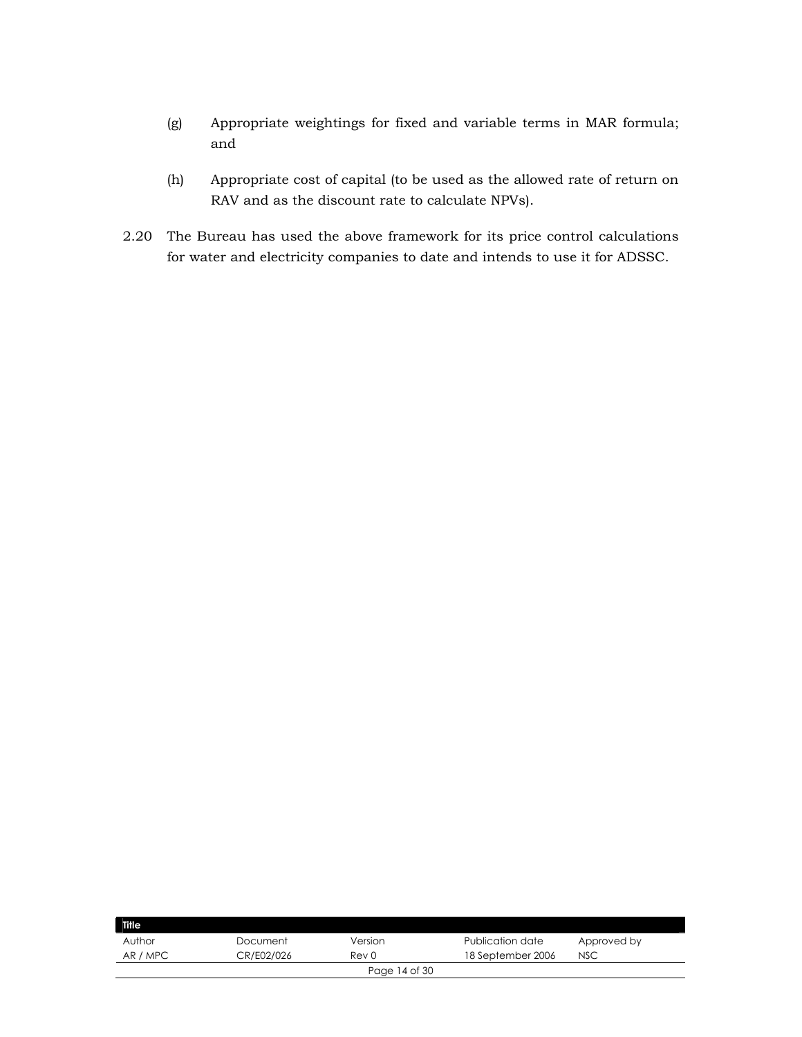(g) Appropriate weightings for fixed and variable terms in MAR formula; and

(h) Appropriate cost of capital (to be used as the allowed rate of return on RAV and as the discount rate to calculate NPVs).

2.20 The Bureau has used the above framework for its price control calculations for water and electricity companies to date and intends to use it for ADSSC.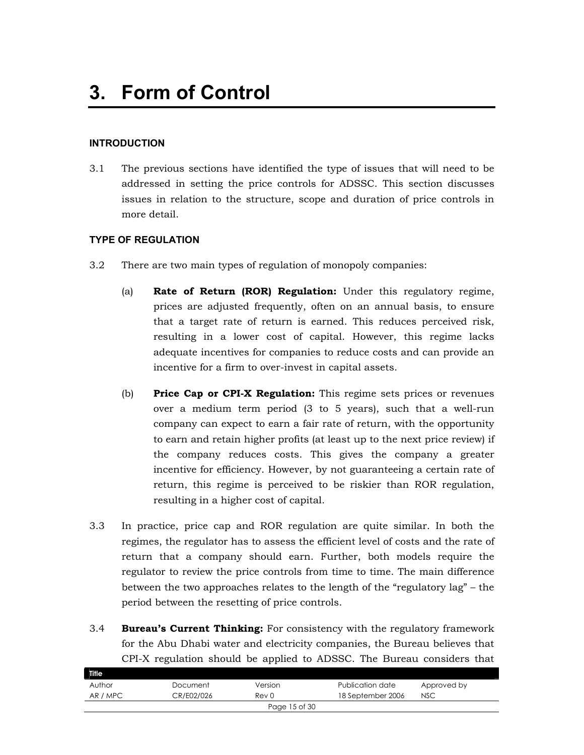# 3. Form of Control

### INTRODUCTION

3.1 The previous sections have identified the type of issues that will need to be addressed in setting the price controls for ADSSC. This section discusses issues in relation to the structure, scope and duration of price controls in more detail.

### TYPE OF REGULATION

3.2 There are two main types of regulation of monopoly companies:

(a) **Rate of Return (ROR) Regulation:** Under this regulatory regime, prices are adjusted frequently, often on an annual basis, to ensure that a target rate of return is earned. This reduces perceived risk, resulting in a lower cost of capital. However, this regime lacks adequate incentives for companies to reduce costs and can provide an incentive for a firm to over-invest in capital assets.

(b) **Price Cap or CPI-X Regulation:** This regime sets prices or revenues over a medium term period (3 to 5 years), such that a well-run company can expect to earn a fair rate of return, with the opportunity to earn and retain higher profits (at least up to the next price review) if the company reduces costs. This gives the company a greater incentive for efficiency. However, by not guaranteeing a certain rate of return, this regime is perceived to be riskier than ROR regulation, resulting in a higher cost of capital.

3.3 In practice, price cap and ROR regulation are quite similar. In both the regimes, the regulator has to assess the efficient level of costs and the rate of return that a company should earn. Further, both models require the regulator to review the price controls from time to time. The main difference between the two approaches relates to the length of the "regulatory lag" – the period between the resetting of price controls.

3.4 **Bureau's Current Thinking:** For consistency with the regulatory framework for the Abu Dhabi water and electricity companies, the Bureau believes that CPI-X regulation should be applied to ADSSC. The Bureau considers that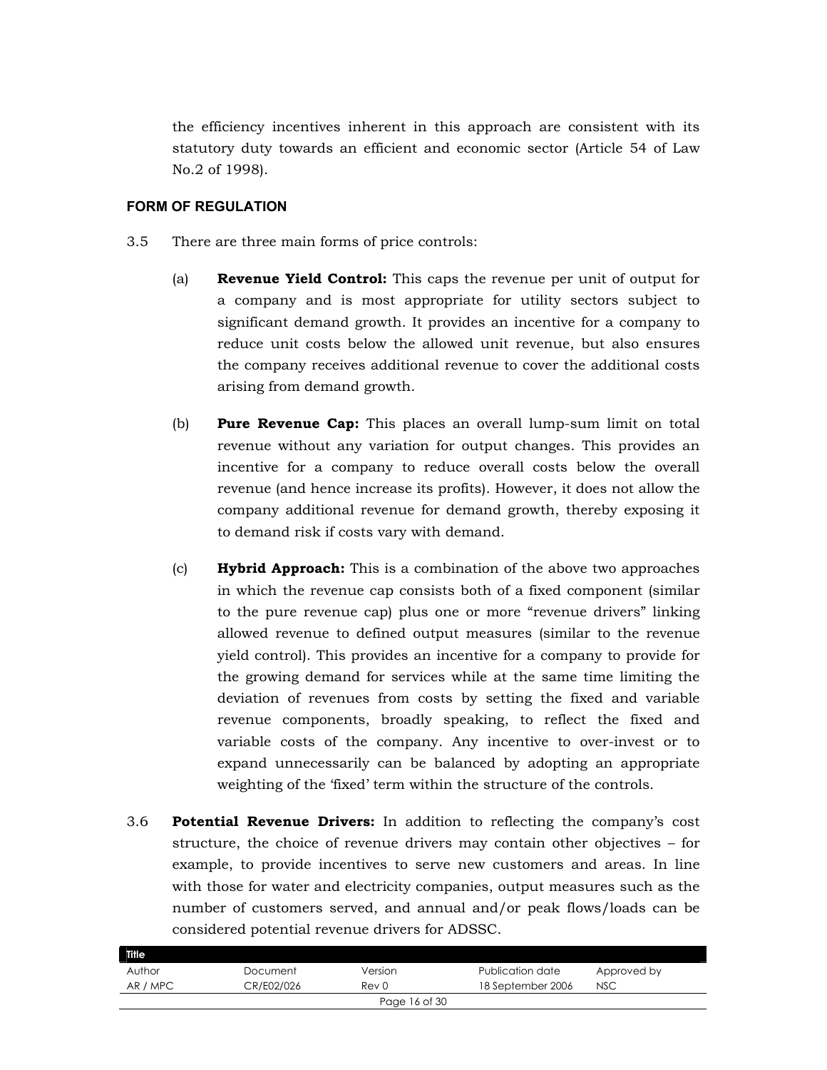the efficiency incentives inherent in this approach are consistent with its statutory duty towards an efficient and economic sector (Article 54 of Law No.2 of 1998).

### FORM OF REGULATION

3.5 There are three main forms of price controls:

(a) **Revenue Yield Control:** This caps the revenue per unit of output for a company and is most appropriate for utility sectors subject to significant demand growth. It provides an incentive for a company to reduce unit costs below the allowed unit revenue, but also ensures the company receives additional revenue to cover the additional costs arising from demand growth.

(b) **Pure Revenue Cap:** This places an overall lump-sum limit on total revenue without any variation for output changes. This provides an incentive for a company to reduce overall costs below the overall revenue (and hence increase its profits). However, it does not allow the company additional revenue for demand growth, thereby exposing it to demand risk if costs vary with demand.

(c) **Hybrid Approach:** This is a combination of the above two approaches in which the revenue cap consists both of a fixed component (similar to the pure revenue cap) plus one or more "revenue drivers" linking allowed revenue to defined output measures (similar to the revenue yield control). This provides an incentive for a company to provide for the growing demand for services while at the same time limiting the deviation of revenues from costs by setting the fixed and variable revenue components, broadly speaking, to reflect the fixed and variable costs of the company. Any incentive to over-invest or to expand unnecessarily can be balanced by adopting an appropriate weighting of the 'fixed' term within the structure of the controls.

3.6 **Potential Revenue Drivers:** In addition to reflecting the company's cost structure, the choice of revenue drivers may contain other objectives – for example, to provide incentives to serve new customers and areas. In line with those for water and electricity companies, output measures such as the number of customers served, and annual and/or peak flows/loads can be considered potential revenue drivers for ADSSC.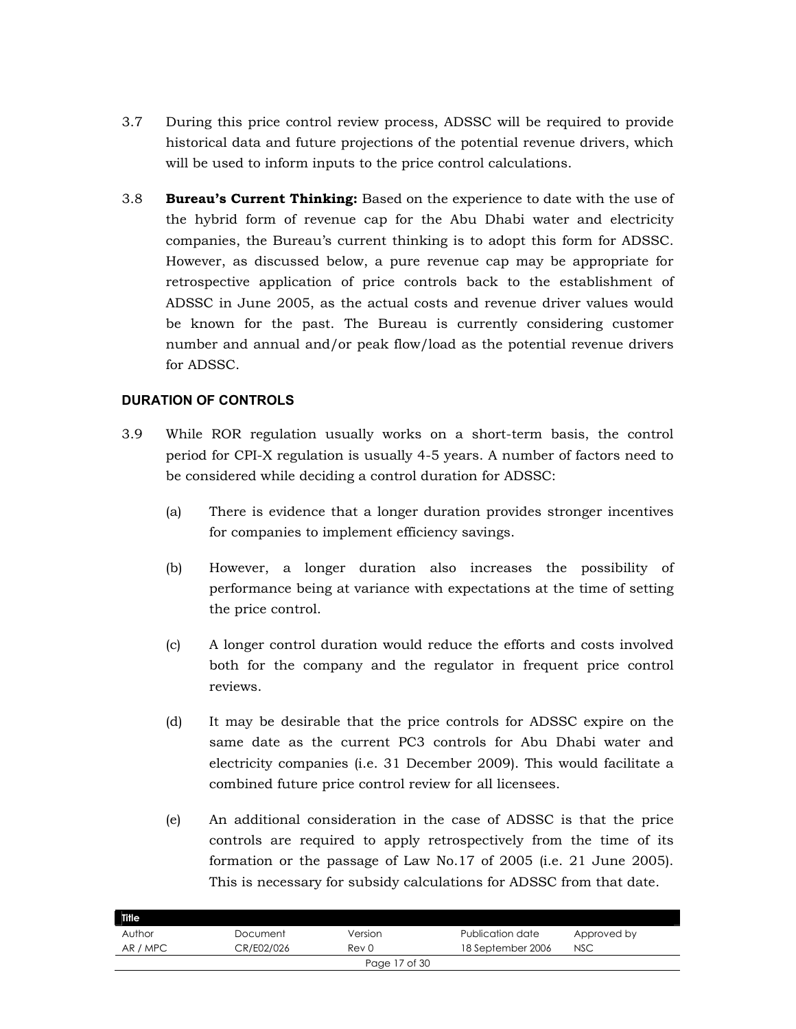3.7 During this price control review process, ADSSC will be required to provide historical data and future projections of the potential revenue drivers, which will be used to inform inputs to the price control calculations.

3.8 **Bureau's Current Thinking:** Based on the experience to date with the use of the hybrid form of revenue cap for the Abu Dhabi water and electricity companies, the Bureau's current thinking is to adopt this form for ADSSC. However, as discussed below, a pure revenue cap may be appropriate for retrospective application of price controls back to the establishment of ADSSC in June 2005, as the actual costs and revenue driver values would be known for the past. The Bureau is currently considering customer number and annual and/or peak flow/load as the potential revenue drivers for ADSSC.

### DURATION OF CONTROLS

3.9 While ROR regulation usually works on a short-term basis, the control period for CPI-X regulation is usually 4-5 years. A number of factors need to be considered while deciding a control duration for ADSSC:

(a) There is evidence that a longer duration provides stronger incentives for companies to implement efficiency savings.

(b) However, a longer duration also increases the possibility of performance being at variance with expectations at the time of setting the price control.

(c) A longer control duration would reduce the efforts and costs involved both for the company and the regulator in frequent price control reviews.

(d) It may be desirable that the price controls for ADSSC expire on the same date as the current PC3 controls for Abu Dhabi water and electricity companies (i.e. 31 December 2009). This would facilitate a combined future price control review for all licensees.

(e) An additional consideration in the case of ADSSC is that the price controls are required to apply retrospectively from the time of its formation or the passage of Law No.17 of 2005 (i.e. 21 June 2005). This is necessary for subsidy calculations for ADSSC from that date.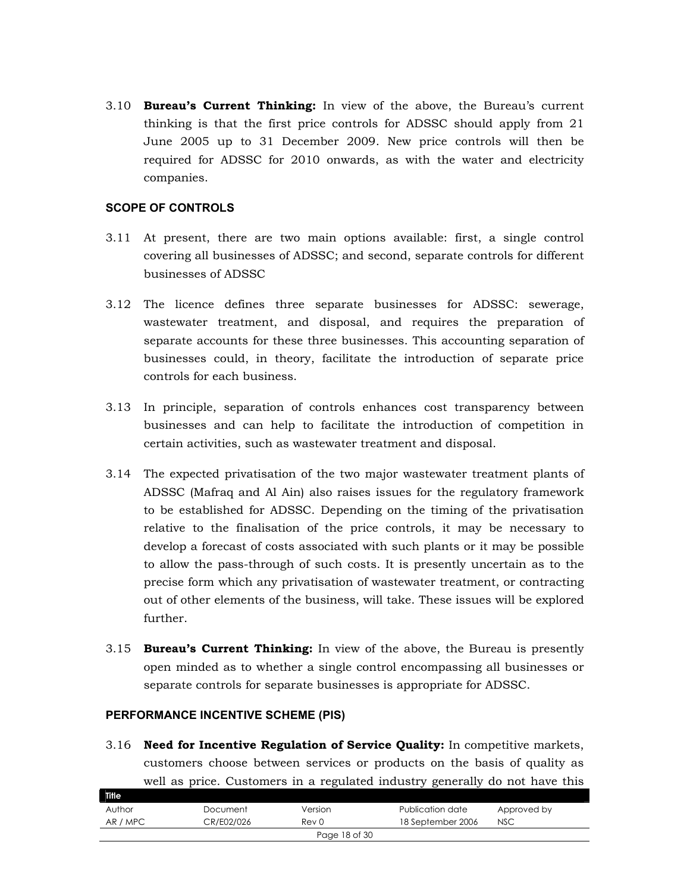3.10 **Bureau's Current Thinking:** In view of the above, the Bureau's current thinking is that the first price controls for ADSSC should apply from 21 June 2005 up to 31 December 2009. New price controls will then be required for ADSSC for 2010 onwards, as with the water and electricity companies.

### SCOPE OF CONTROLS

3.11 At present, there are two main options available: first, a single control covering all businesses of ADSSC; and second, separate controls for different businesses of ADSSC

3.12 The licence defines three separate businesses for ADSSC: sewerage, wastewater treatment, and disposal, and requires the preparation of separate accounts for these three businesses. This accounting separation of businesses could, in theory, facilitate the introduction of separate price controls for each business.

3.13 In principle, separation of controls enhances cost transparency between businesses and can help to facilitate the introduction of competition in certain activities, such as wastewater treatment and disposal.

3.14 The expected privatisation of the two major wastewater treatment plants of ADSSC (Mafraq and Al Ain) also raises issues for the regulatory framework to be established for ADSSC. Depending on the timing of the privatisation relative to the finalisation of the price controls, it may be necessary to develop a forecast of costs associated with such plants or it may be possible to allow the pass-through of such costs. It is presently uncertain as to the precise form which any privatisation of wastewater treatment, or contracting out of other elements of the business, will take. These issues will be explored further.

3.15 **Bureau's Current Thinking:** In view of the above, the Bureau is presently open minded as to whether a single control encompassing all businesses or separate controls for separate businesses is appropriate for ADSSC.

### PERFORMANCE INCENTIVE SCHEME (PIS)

3.16 **Need for Incentive Regulation of Service Quality:** In competitive markets, customers choose between services or products on the basis of quality as well as price. Customers in a regulated industry generally do not have this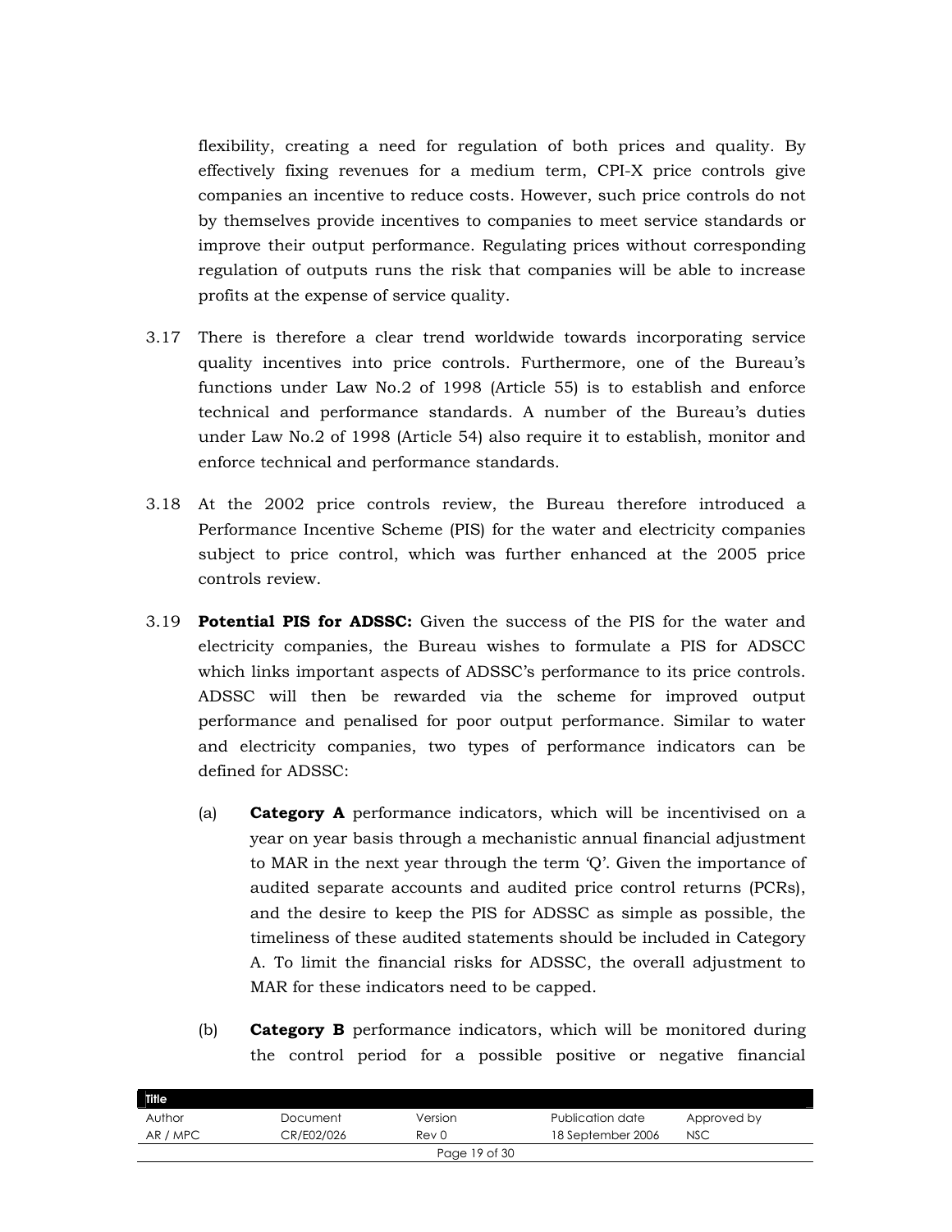flexibility, creating a need for regulation of both prices and quality. By effectively fixing revenues for a medium term, CPI-X price controls give companies an incentive to reduce costs. However, such price controls do not by themselves provide incentives to companies to meet service standards or improve their output performance. Regulating prices without corresponding regulation of outputs runs the risk that companies will be able to increase profits at the expense of service quality.

3.17 There is therefore a clear trend worldwide towards incorporating service quality incentives into price controls. Furthermore, one of the Bureau's functions under Law No.2 of 1998 (Article 55) is to establish and enforce technical and performance standards. A number of the Bureau's duties under Law No.2 of 1998 (Article 54) also require it to establish, monitor and enforce technical and performance standards.

3.18 At the 2002 price controls review, the Bureau therefore introduced a Performance Incentive Scheme (PIS) for the water and electricity companies subject to price control, which was further enhanced at the 2005 price controls review.

3.19 **Potential PIS for ADSSC:** Given the success of the PIS for the water and electricity companies, the Bureau wishes to formulate a PIS for ADSCC which links important aspects of ADSSC's performance to its price controls. ADSSC will then be rewarded via the scheme for improved output performance and penalised for poor output performance. Similar to water and electricity companies, two types of performance indicators can be defined for ADSSC:

(a) **Category A** performance indicators, which will be incentivised on a year on year basis through a mechanistic annual financial adjustment to MAR in the next year through the term 'Q'. Given the importance of audited separate accounts and audited price control returns (PCRs), and the desire to keep the PIS for ADSSC as simple as possible, the timeliness of these audited statements should be included in Category A. To limit the financial risks for ADSSC, the overall adjustment to MAR for these indicators need to be capped.

(b) **Category B** performance indicators, which will be monitored during the control period for a possible positive or negative financial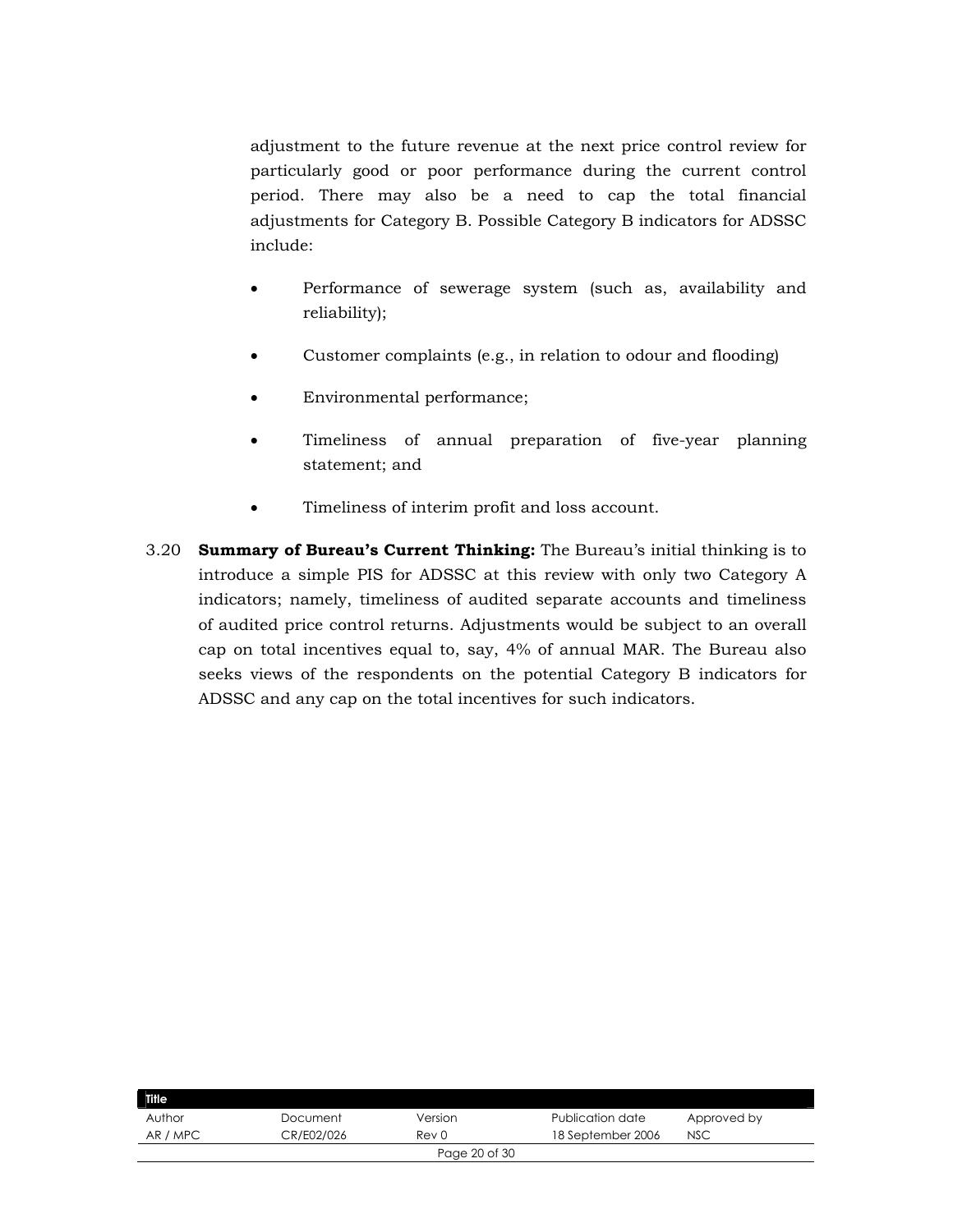adjustment to the future revenue at the next price control review for particularly good or poor performance during the current control period. There may also be a need to cap the total financial adjustments for Category B. Possible Category B indicators for ADSSC include:

- Performance of sewerage system (such as, availability and reliability);
- Customer complaints (e.g., in relation to odour and flooding)
- Environmental performance;
- Timeliness of annual preparation of five-year planning statement; and
- Timeliness of interim profit and loss account.

3.20 **Summary of Bureau's Current Thinking:** The Bureau's initial thinking is to introduce a simple PIS for ADSSC at this review with only two Category A indicators; namely, timeliness of audited separate accounts and timeliness of audited price control returns. Adjustments would be subject to an overall cap on total incentives equal to, say, 4% of annual MAR. The Bureau also seeks views of the respondents on the potential Category B indicators for ADSSC and any cap on the total incentives for such indicators.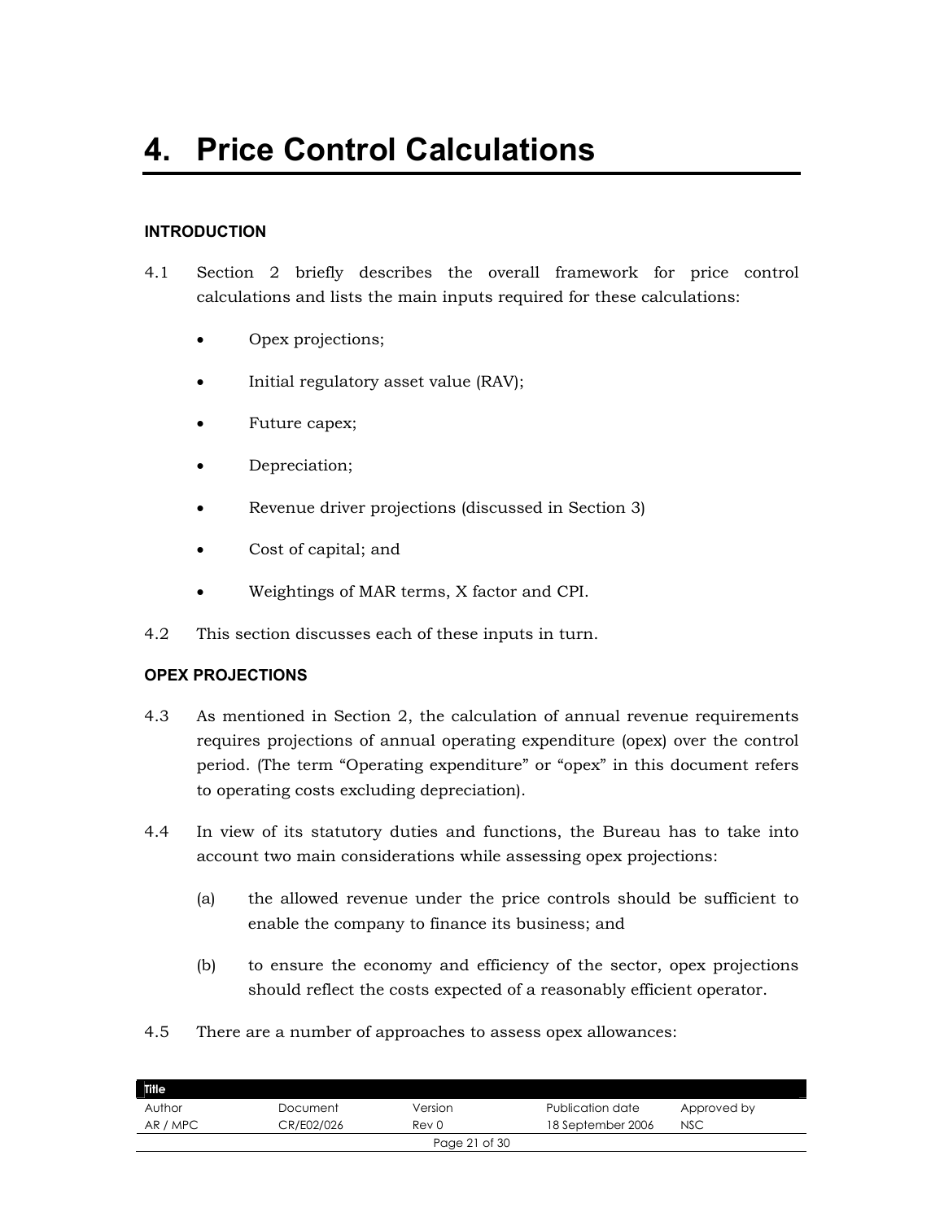# 4. Price Control Calculations

### INTRODUCTION

4.1 Section 2 briefly describes the overall framework for price control calculations and lists the main inputs required for these calculations:

- Opex projections;
- Initial regulatory asset value (RAV);
- Future capex;
- Depreciation;
- Revenue driver projections (discussed in Section 3)
- Cost of capital; and
- Weightings of MAR terms, X factor and CPI.

4.2 This section discusses each of these inputs in turn.

### OPEX PROJECTIONS

4.3 As mentioned in Section 2, the calculation of annual revenue requirements requires projections of annual operating expenditure (opex) over the control period. (The term "Operating expenditure" or "opex" in this document refers to operating costs excluding depreciation).

4.4 In view of its statutory duties and functions, the Bureau has to take into account two main considerations while assessing opex projections:

(a) the allowed revenue under the price controls should be sufficient to enable the company to finance its business; and

(b) to ensure the economy and efficiency of the sector, opex projections should reflect the costs expected of a reasonably efficient operator.

4.5 There are a number of approaches to assess opex allowances: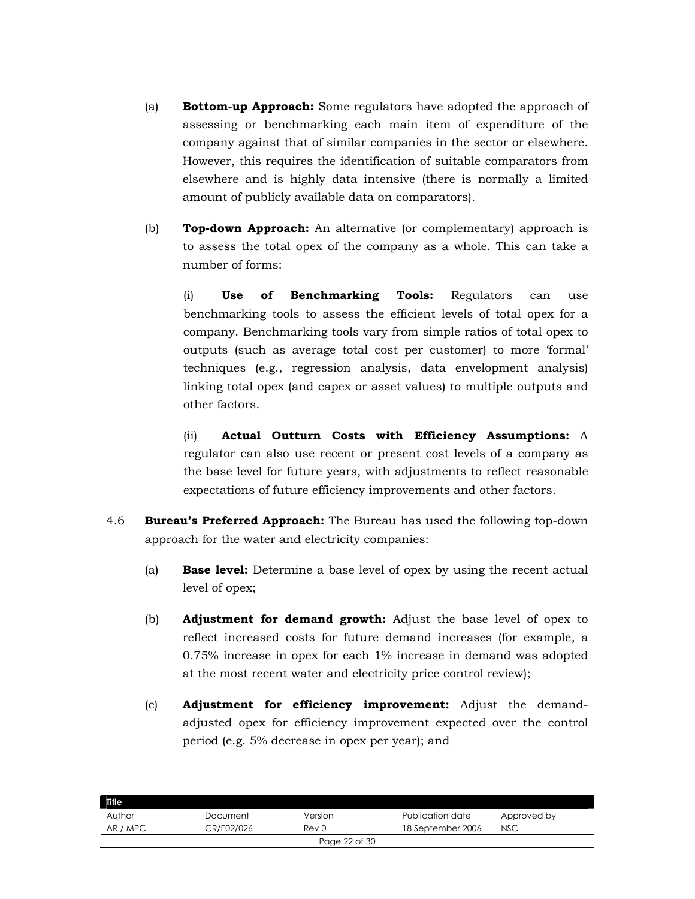(a) **Bottom-up Approach:** Some regulators have adopted the approach of assessing or benchmarking each main item of expenditure of the company against that of similar companies in the sector or elsewhere. However, this requires the identification of suitable comparators from elsewhere and is highly data intensive (there is normally a limited amount of publicly available data on comparators).

(b) **Top-down Approach:** An alternative (or complementary) approach is to assess the total opex of the company as a whole. This can take a number of forms:

(i) **Use of Benchmarking Tools:** Regulators can use benchmarking tools to assess the efficient levels of total opex for a company. Benchmarking tools vary from simple ratios of total opex to outputs (such as average total cost per customer) to more 'formal' techniques (e.g., regression analysis, data envelopment analysis) linking total opex (and capex or asset values) to multiple outputs and other factors.

(ii) **Actual Outturn Costs with Efficiency Assumptions:** A regulator can also use recent or present cost levels of a company as the base level for future years, with adjustments to reflect reasonable expectations of future efficiency improvements and other factors.

4.6 **Bureau's Preferred Approach:** The Bureau has used the following top-down approach for the water and electricity companies:

(a) **Base level:** Determine a base level of opex by using the recent actual level of opex;

(b) **Adjustment for demand growth:** Adjust the base level of opex to reflect increased costs for future demand increases (for example, a 0.75% increase in opex for each 1% increase in demand was adopted at the most recent water and electricity price control review);

(c) **Adjustment for efficiency improvement:** Adjust the demand-adjusted opex for efficiency improvement expected over the control period (e.g. 5% decrease in opex per year); and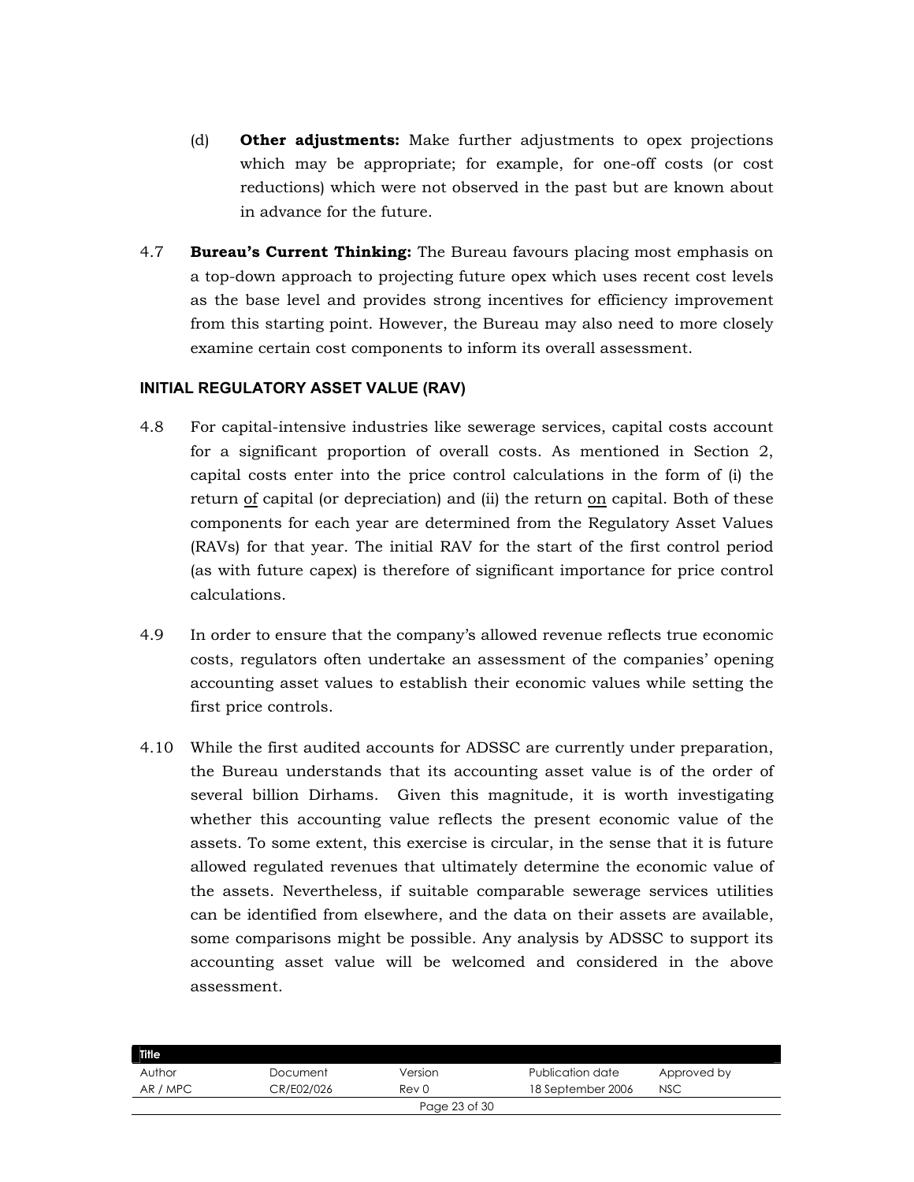(d) **Other adjustments:** Make further adjustments to opex projections which may be appropriate; for example, for one-off costs (or cost reductions) which were not observed in the past but are known about in advance for the future.

4.7 **Bureau's Current Thinking:** The Bureau favours placing most emphasis on a top-down approach to projecting future opex which uses recent cost levels as the base level and provides strong incentives for efficiency improvement from this starting point. However, the Bureau may also need to more closely examine certain cost components to inform its overall assessment.

## INITIAL REGULATORY ASSET VALUE (RAV)

4.8 For capital-intensive industries like sewerage services, capital costs account for a significant proportion of overall costs. As mentioned in Section 2, capital costs enter into the price control calculations in the form of (i) the return <u>of</u> capital (or depreciation) and (ii) the return <u>on</u> capital. Both of these components for each year are determined from the Regulatory Asset Values (RAVs) for that year. The initial RAV for the start of the first control period (as with future capex) is therefore of significant importance for price control calculations.

4.9 In order to ensure that the company's allowed revenue reflects true economic costs, regulators often undertake an assessment of the companies' opening accounting asset values to establish their economic values while setting the first price controls.

4.10 While the first audited accounts for ADSSC are currently under preparation, the Bureau understands that its accounting asset value is of the order of several billion Dirhams. Given this magnitude, it is worth investigating whether this accounting value reflects the present economic value of the assets. To some extent, this exercise is circular, in the sense that it is future allowed regulated revenues that ultimately determine the economic value of the assets. Nevertheless, if suitable comparable sewerage services utilities can be identified from elsewhere, and the data on their assets are available, some comparisons might be possible. Any analysis by ADSSC to support its accounting asset value will be welcomed and considered in the above assessment.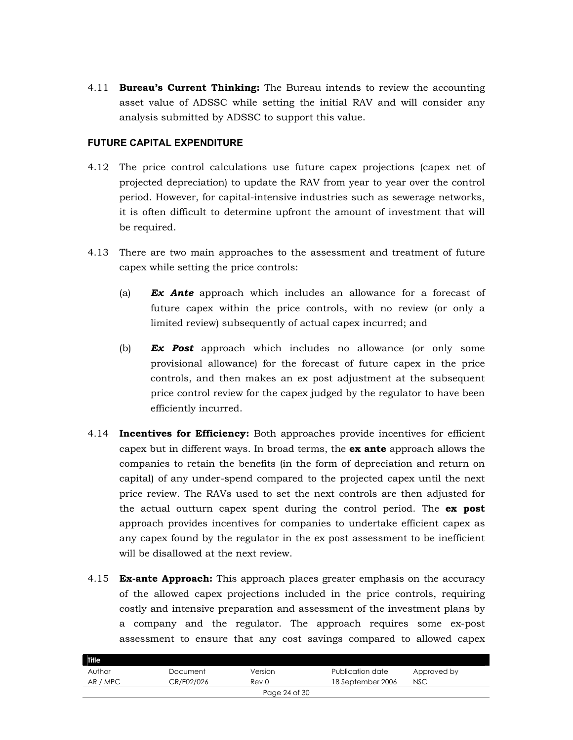4.11 **Bureau's Current Thinking:** The Bureau intends to review the accounting asset value of ADSSC while setting the initial RAV and will consider any analysis submitted by ADSSC to support this value.

**FUTURE CAPITAL EXPENDITURE**

4.12 The price control calculations use future capex projections (capex net of projected depreciation) to update the RAV from year to year over the control period. However, for capital-intensive industries such as sewerage networks, it is often difficult to determine upfront the amount of investment that will be required.

4.13 There are two main approaches to the assessment and treatment of future capex while setting the price controls:

(a) ***Ex Ante*** approach which includes an allowance for a forecast of future capex within the price controls, with no review (or only a limited review) subsequently of actual capex incurred; and

(b) ***Ex Post*** approach which includes no allowance (or only some provisional allowance) for the forecast of future capex in the price controls, and then makes an ex post adjustment at the subsequent price control review for the capex judged by the regulator to have been efficiently incurred.

4.14 **Incentives for Efficiency:** Both approaches provide incentives for efficient capex but in different ways. In broad terms, the **ex ante** approach allows the companies to retain the benefits (in the form of depreciation and return on capital) of any under-spend compared to the projected capex until the next price review. The RAVs used to set the next controls are then adjusted for the actual outturn capex spent during the control period. The **ex post** approach provides incentives for companies to undertake efficient capex as any capex found by the regulator in the ex post assessment to be inefficient will be disallowed at the next review.

4.15 **Ex-ante Approach:** This approach places greater emphasis on the accuracy of the allowed capex projections included in the price controls, requiring costly and intensive preparation and assessment of the investment plans by a company and the regulator. The approach requires some ex-post assessment to ensure that any cost savings compared to allowed capex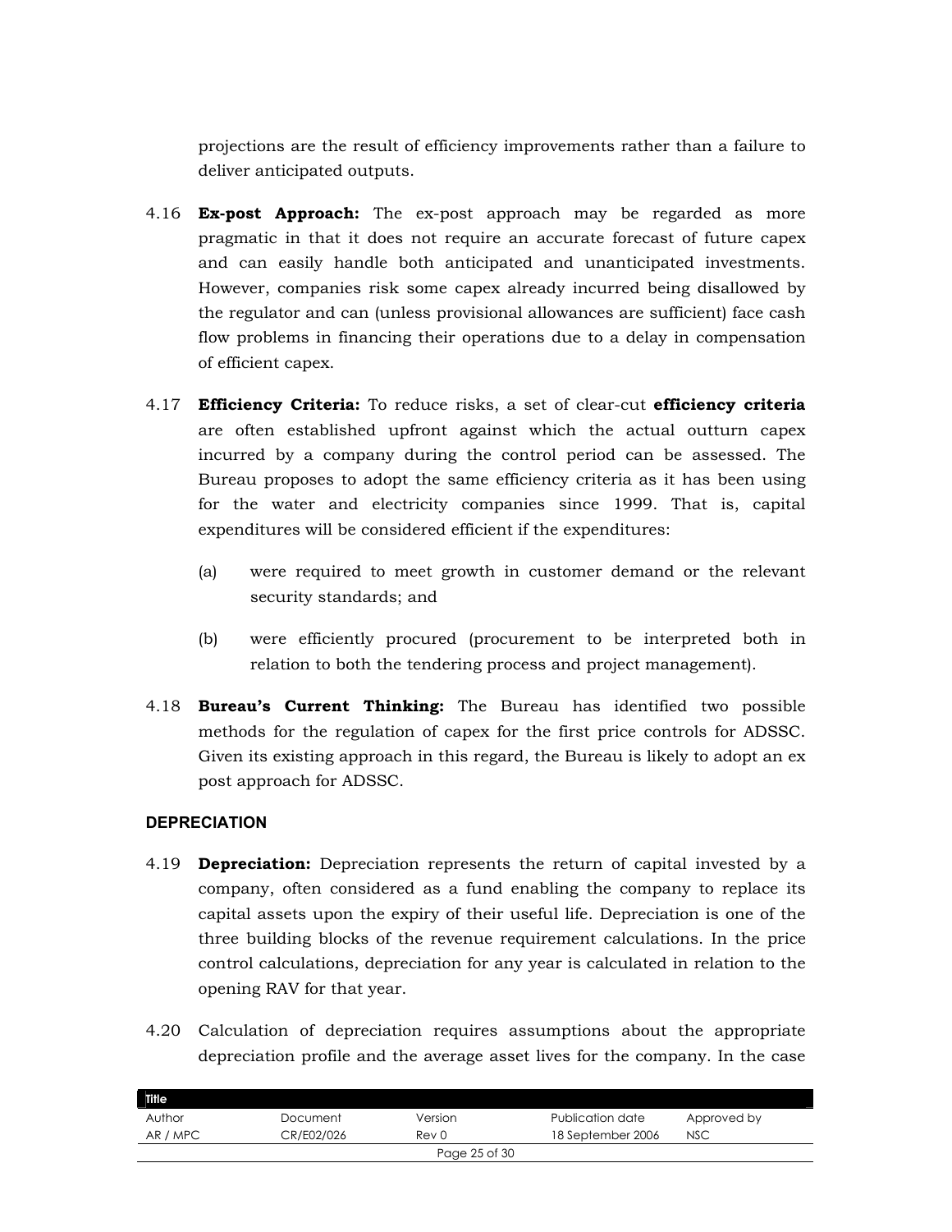projections are the result of efficiency improvements rather than a failure to deliver anticipated outputs.

4.16 **Ex-post Approach:** The ex-post approach may be regarded as more pragmatic in that it does not require an accurate forecast of future capex and can easily handle both anticipated and unanticipated investments. However, companies risk some capex already incurred being disallowed by the regulator and can (unless provisional allowances are sufficient) face cash flow problems in financing their operations due to a delay in compensation of efficient capex.

4.17 **Efficiency Criteria:** To reduce risks, a set of clear-cut **efficiency criteria** are often established upfront against which the actual outturn capex incurred by a company during the control period can be assessed. The Bureau proposes to adopt the same efficiency criteria as it has been using for the water and electricity companies since 1999. That is, capital expenditures will be considered efficient if the expenditures:

(a) were required to meet growth in customer demand or the relevant security standards; and

(b) were efficiently procured (procurement to be interpreted both in relation to both the tendering process and project management).

4.18 **Bureau's Current Thinking:** The Bureau has identified two possible methods for the regulation of capex for the first price controls for ADSSC. Given its existing approach in this regard, the Bureau is likely to adopt an ex post approach for ADSSC.

### DEPRECIATION

4.19 **Depreciation:** Depreciation represents the return of capital invested by a company, often considered as a fund enabling the company to replace its capital assets upon the expiry of their useful life. Depreciation is one of the three building blocks of the revenue requirement calculations. In the price control calculations, depreciation for any year is calculated in relation to the opening RAV for that year.

4.20 Calculation of depreciation requires assumptions about the appropriate depreciation profile and the average asset lives for the company. In the case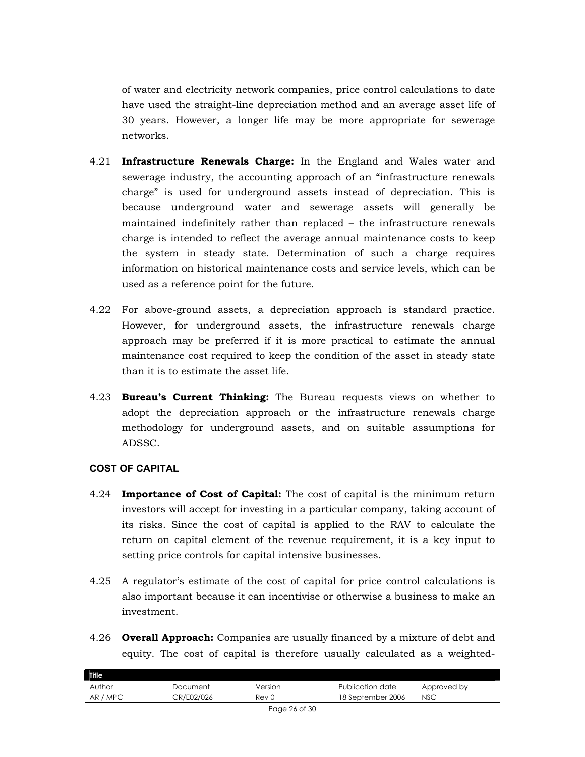of water and electricity network companies, price control calculations to date have used the straight-line depreciation method and an average asset life of 30 years. However, a longer life may be more appropriate for sewerage networks.

4.21 **Infrastructure Renewals Charge:** In the England and Wales water and sewerage industry, the accounting approach of an "infrastructure renewals charge" is used for underground assets instead of depreciation. This is because underground water and sewerage assets will generally be maintained indefinitely rather than replaced – the infrastructure renewals charge is intended to reflect the average annual maintenance costs to keep the system in steady state. Determination of such a charge requires information on historical maintenance costs and service levels, which can be used as a reference point for the future.

4.22 For above-ground assets, a depreciation approach is standard practice. However, for underground assets, the infrastructure renewals charge approach may be preferred if it is more practical to estimate the annual maintenance cost required to keep the condition of the asset in steady state than it is to estimate the asset life.

4.23 **Bureau's Current Thinking:** The Bureau requests views on whether to adopt the depreciation approach or the infrastructure renewals charge methodology for underground assets, and on suitable assumptions for ADSSC.

## COST OF CAPITAL

4.24 **Importance of Cost of Capital:** The cost of capital is the minimum return investors will accept for investing in a particular company, taking account of its risks. Since the cost of capital is applied to the RAV to calculate the return on capital element of the revenue requirement, it is a key input to setting price controls for capital intensive businesses.

4.25 A regulator's estimate of the cost of capital for price control calculations is also important because it can incentivise or otherwise a business to make an investment.

4.26 **Overall Approach:** Companies are usually financed by a mixture of debt and equity. The cost of capital is therefore usually calculated as a weighted-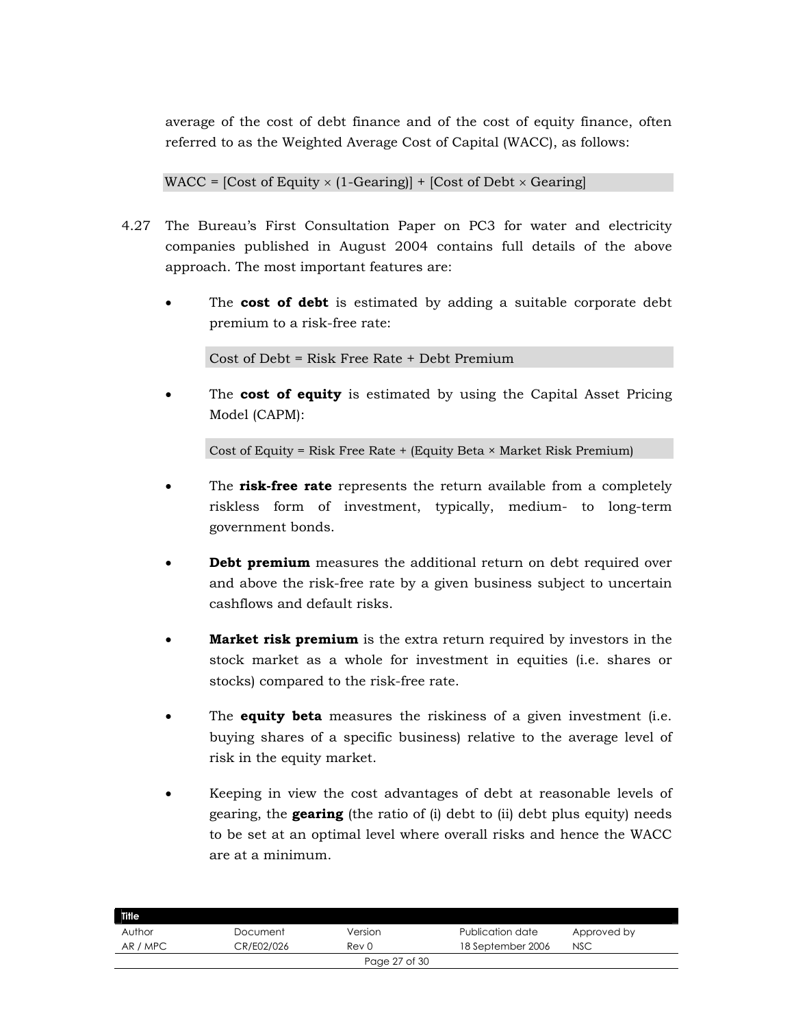average of the cost of debt finance and of the cost of equity finance, often referred to as the Weighted Average Cost of Capital (WACC), as follows:

$$\text{WACC} = [\text{Cost of Equity} \times (1\text{-Gearing})] + [\text{Cost of Debt} \times \text{Gearing}]$$

4.27 The Bureau's First Consultation Paper on PC3 for water and electricity companies published in August 2004 contains full details of the above approach. The most important features are:

- The **cost of debt** is estimated by adding a suitable corporate debt premium to a risk-free rate:

  $$\text{Cost of Debt} = \text{Risk Free Rate} + \text{Debt Premium}$$

- The **cost of equity** is estimated by using the Capital Asset Pricing Model (CAPM):

  $$\text{Cost of Equity} = \text{Risk Free Rate} + (\text{Equity Beta} \times \text{Market Risk Premium})$$

- The **risk-free rate** represents the return available from a completely riskless form of investment, typically, medium- to long-term government bonds.

- **Debt premium** measures the additional return on debt required over and above the risk-free rate by a given business subject to uncertain cashflows and default risks.

- **Market risk premium** is the extra return required by investors in the stock market as a whole for investment in equities (i.e. shares or stocks) compared to the risk-free rate.

- The **equity beta** measures the riskiness of a given investment (i.e. buying shares of a specific business) relative to the average level of risk in the equity market.

- Keeping in view the cost advantages of debt at reasonable levels of gearing, the **gearing** (the ratio of (i) debt to (ii) debt plus equity) needs to be set at an optimal level where overall risks and hence the WACC are at a minimum.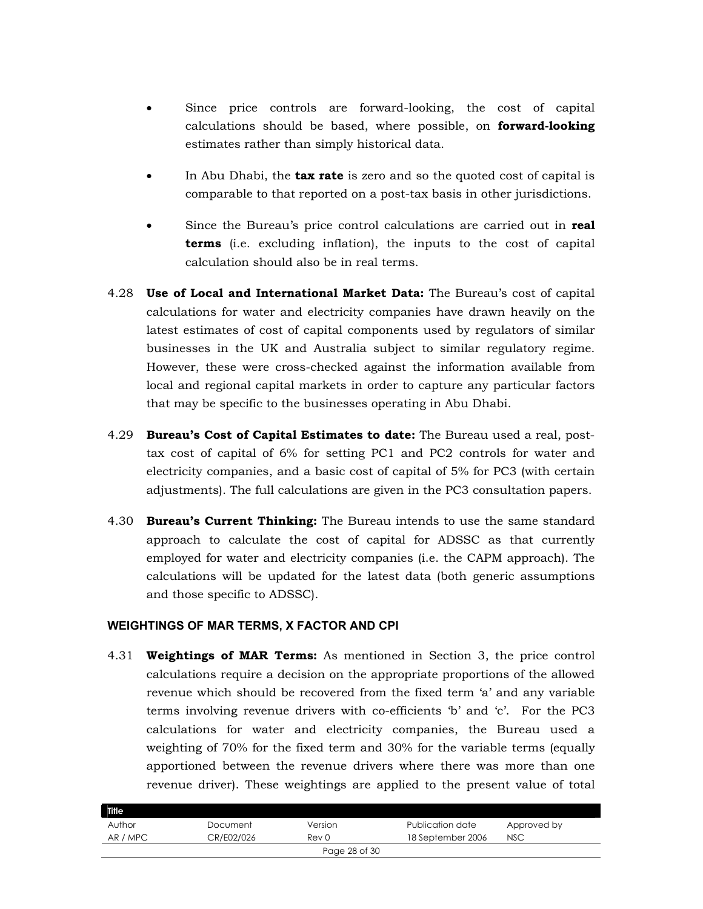- Since price controls are forward-looking, the cost of capital calculations should be based, where possible, on **forward-looking** estimates rather than simply historical data.

- In Abu Dhabi, the **tax rate** is zero and so the quoted cost of capital is comparable to that reported on a post-tax basis in other jurisdictions.

- Since the Bureau's price control calculations are carried out in **real terms** (i.e. excluding inflation), the inputs to the cost of capital calculation should also be in real terms.

4.28 **Use of Local and International Market Data:** The Bureau's cost of capital calculations for water and electricity companies have drawn heavily on the latest estimates of cost of capital components used by regulators of similar businesses in the UK and Australia subject to similar regulatory regime. However, these were cross-checked against the information available from local and regional capital markets in order to capture any particular factors that may be specific to the businesses operating in Abu Dhabi.

4.29 **Bureau's Cost of Capital Estimates to date:** The Bureau used a real, post-tax cost of capital of 6% for setting PC1 and PC2 controls for water and electricity companies, and a basic cost of capital of 5% for PC3 (with certain adjustments). The full calculations are given in the PC3 consultation papers.

4.30 **Bureau's Current Thinking:** The Bureau intends to use the same standard approach to calculate the cost of capital for ADSSC as that currently employed for water and electricity companies (i.e. the CAPM approach). The calculations will be updated for the latest data (both generic assumptions and those specific to ADSSC).

#### WEIGHTINGS OF MAR TERMS, X FACTOR AND CPI

4.31 **Weightings of MAR Terms:** As mentioned in Section 3, the price control calculations require a decision on the appropriate proportions of the allowed revenue which should be recovered from the fixed term 'a' and any variable terms involving revenue drivers with co-efficients 'b' and 'c'. For the PC3 calculations for water and electricity companies, the Bureau used a weighting of 70% for the fixed term and 30% for the variable terms (equally apportioned between the revenue drivers where there was more than one revenue driver). These weightings are applied to the present value of total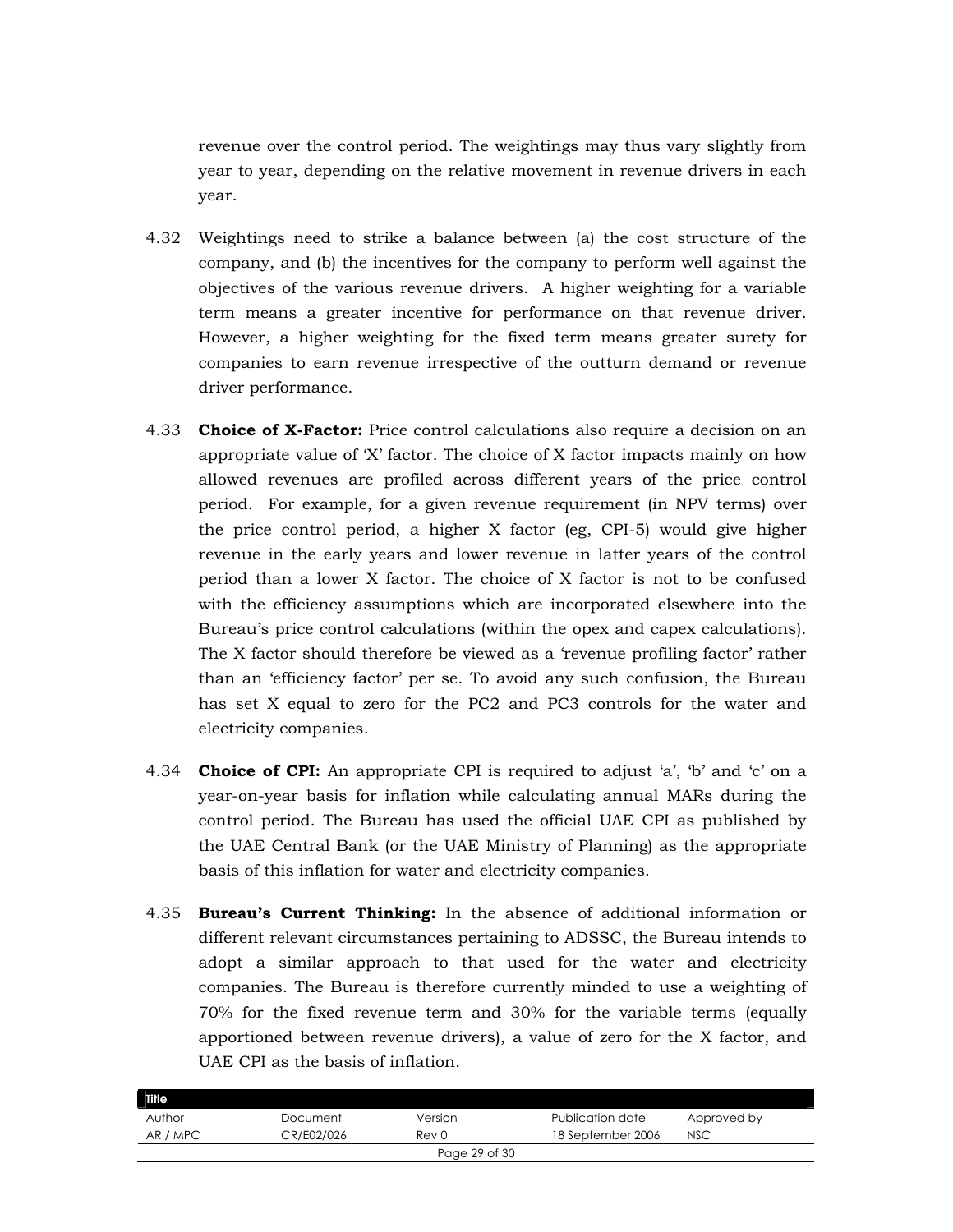revenue over the control period. The weightings may thus vary slightly from year to year, depending on the relative movement in revenue drivers in each year.

4.32 Weightings need to strike a balance between (a) the cost structure of the company, and (b) the incentives for the company to perform well against the objectives of the various revenue drivers. A higher weighting for a variable term means a greater incentive for performance on that revenue driver. However, a higher weighting for the fixed term means greater surety for companies to earn revenue irrespective of the outturn demand or revenue driver performance.

4.33 **Choice of X-Factor:** Price control calculations also require a decision on an appropriate value of 'X' factor. The choice of X factor impacts mainly on how allowed revenues are profiled across different years of the price control period. For example, for a given revenue requirement (in NPV terms) over the price control period, a higher X factor (eg, CPI-5) would give higher revenue in the early years and lower revenue in latter years of the control period than a lower X factor. The choice of X factor is not to be confused with the efficiency assumptions which are incorporated elsewhere into the Bureau's price control calculations (within the opex and capex calculations). The X factor should therefore be viewed as a 'revenue profiling factor' rather than an 'efficiency factor' per se. To avoid any such confusion, the Bureau has set X equal to zero for the PC2 and PC3 controls for the water and electricity companies.

4.34 **Choice of CPI:** An appropriate CPI is required to adjust 'a', 'b' and 'c' on a year-on-year basis for inflation while calculating annual MARs during the control period. The Bureau has used the official UAE CPI as published by the UAE Central Bank (or the UAE Ministry of Planning) as the appropriate basis of this inflation for water and electricity companies.

4.35 **Bureau's Current Thinking:** In the absence of additional information or different relevant circumstances pertaining to ADSSC, the Bureau intends to adopt a similar approach to that used for the water and electricity companies. The Bureau is therefore currently minded to use a weighting of 70% for the fixed revenue term and 30% for the variable terms (equally apportioned between revenue drivers), a value of zero for the X factor, and UAE CPI as the basis of inflation.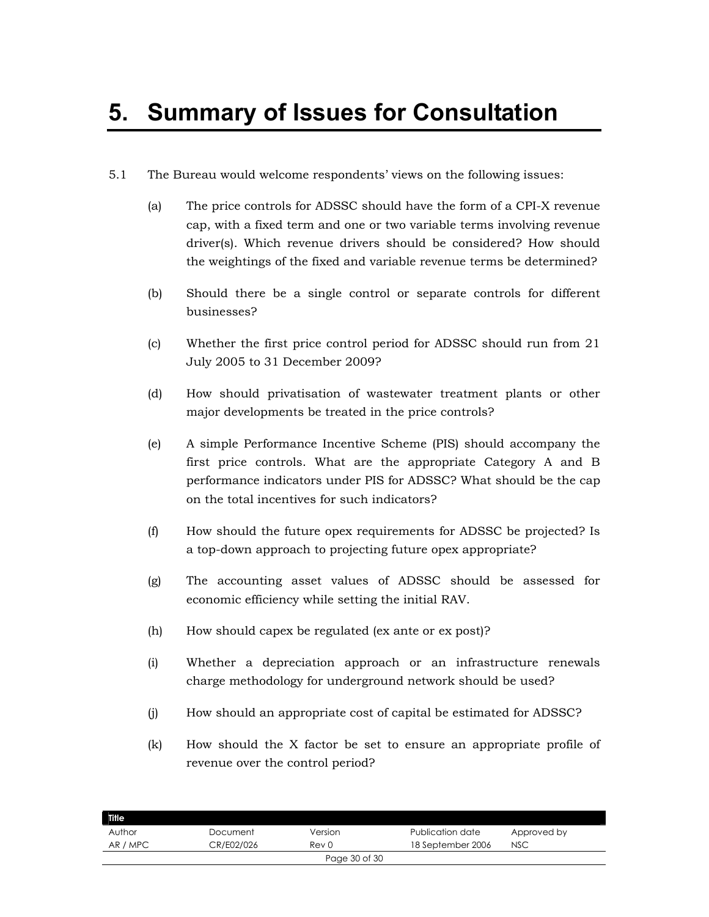# 5. Summary of Issues for Consultation

5.1 The Bureau would welcome respondents' views on the following issues:

(a) The price controls for ADSSC should have the form of a CPI-X revenue cap, with a fixed term and one or two variable terms involving revenue driver(s). Which revenue drivers should be considered? How should the weightings of the fixed and variable revenue terms be determined?

(b) Should there be a single control or separate controls for different businesses?

(c) Whether the first price control period for ADSSC should run from 21 July 2005 to 31 December 2009?

(d) How should privatisation of wastewater treatment plants or other major developments be treated in the price controls?

(e) A simple Performance Incentive Scheme (PIS) should accompany the first price controls. What are the appropriate Category A and B performance indicators under PIS for ADSSC? What should be the cap on the total incentives for such indicators?

(f) How should the future opex requirements for ADSSC be projected? Is a top-down approach to projecting future opex appropriate?

(g) The accounting asset values of ADSSC should be assessed for economic efficiency while setting the initial RAV.

(h) How should capex be regulated (ex ante or ex post)?

(i) Whether a depreciation approach or an infrastructure renewals charge methodology for underground network should be used?

(j) How should an appropriate cost of capital be estimated for ADSSC?

(k) How should the X factor be set to ensure an appropriate profile of revenue over the control period?